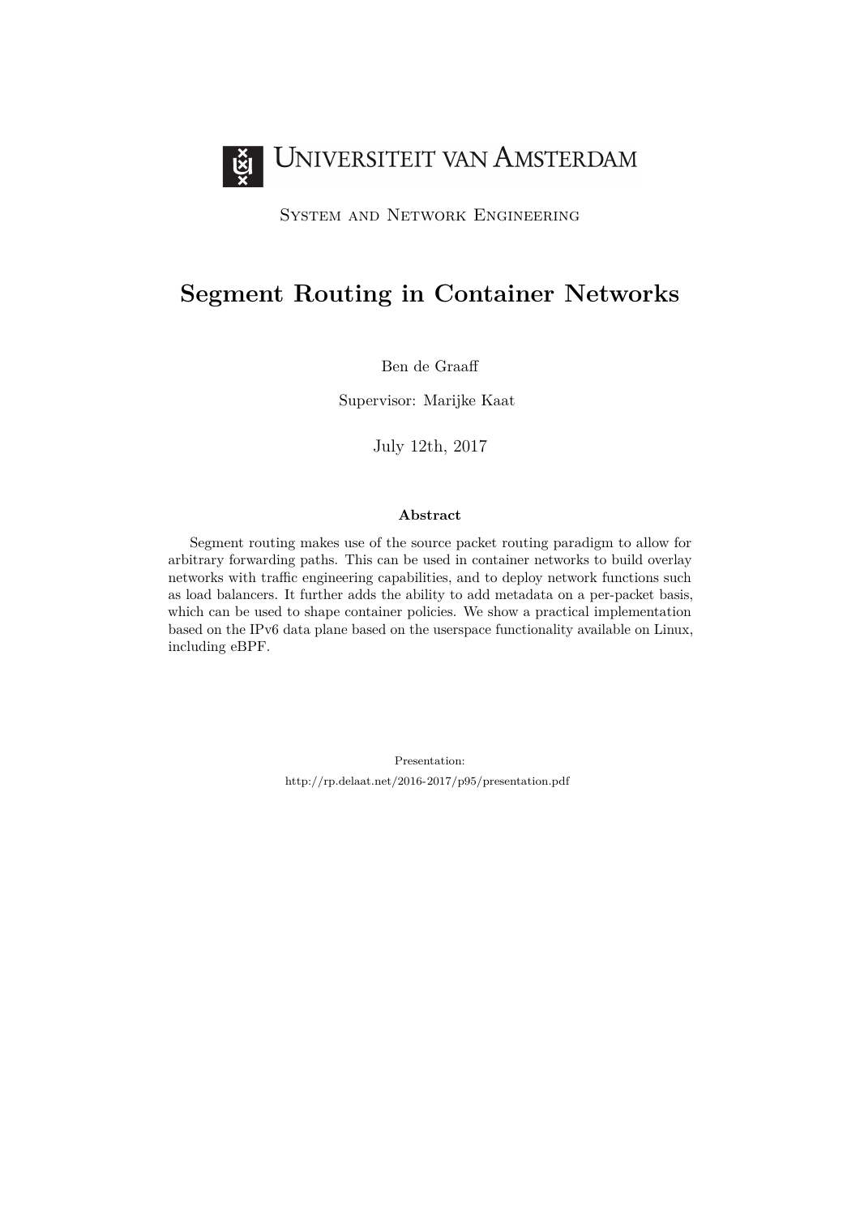Universiteit van Amsterdam

System and Network Engineering

# Segment Routing in Container Networks

Ben de Graaff

Supervisor: Marijke Kaat

July 12th, 2017

**Abstract**

Segment routing makes use of the source packet routing paradigm to allow for arbitrary forwarding paths. This can be used in container networks to build overlay networks with traffic engineering capabilities, and to deploy network functions such as load balancers. It further adds the ability to add metadata on a per-packet basis, which can be used to shape container policies. We show a practical implementation based on the IPv6 data plane based on the userspace functionality available on Linux, including eBPF.

Presentation:

http://rp.delaat.net/2016-2017/p95/presentation.pdf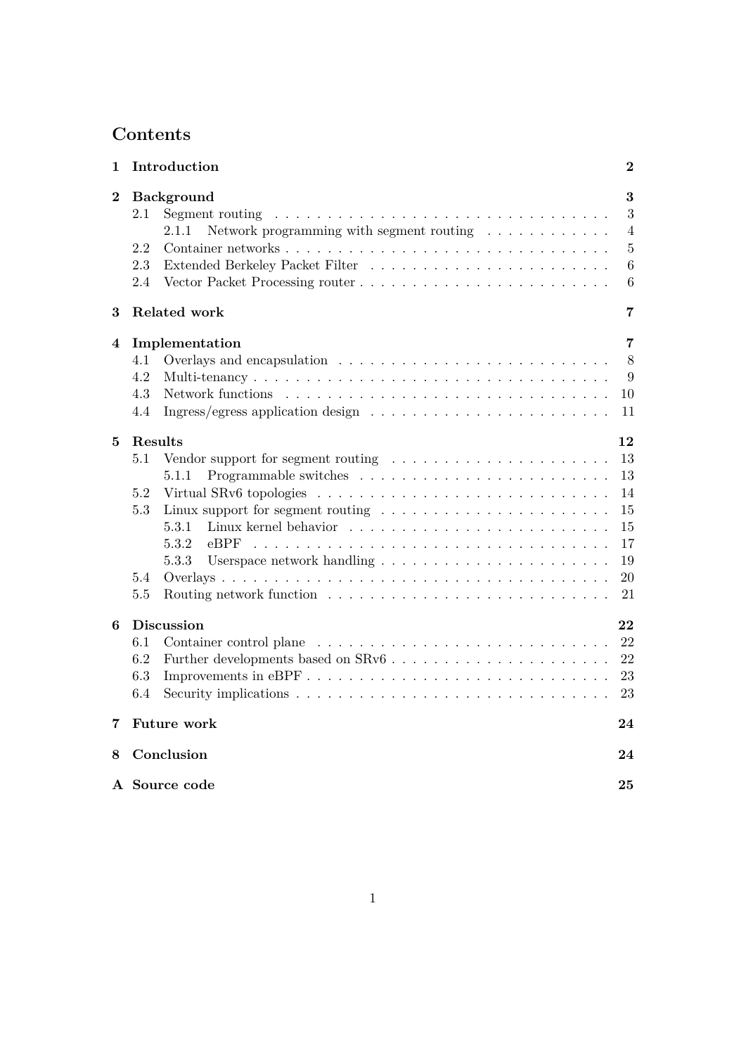# Contents

- **1 Introduction** — **2**
- **2 Background** — **3**
  - 2.1 Segment routing — 3
    - 2.1.1 Network programming with segment routing — 4
  - 2.2 Container networks — 5
  - 2.3 Extended Berkeley Packet Filter — 6
  - 2.4 Vector Packet Processing router — 6
- **3 Related work** — **7**
- **4 Implementation** — **7**
  - 4.1 Overlays and encapsulation — 8
  - 4.2 Multi-tenancy — 9
  - 4.3 Network functions — 10
  - 4.4 Ingress/egress application design — 11
- **5 Results** — **12**
  - 5.1 Vendor support for segment routing — 13
    - 5.1.1 Programmable switches — 13
  - 5.2 Virtual SRv6 topologies — 14
  - 5.3 Linux support for segment routing — 15
    - 5.3.1 Linux kernel behavior — 15
    - 5.3.2 eBPF — 17
    - 5.3.3 Userspace network handling — 19
  - 5.4 Overlays — 20
  - 5.5 Routing network function — 21
- **6 Discussion** — **22**
  - 6.1 Container control plane — 22
  - 6.2 Further developments based on SRv6 — 22
  - 6.3 Improvements in eBPF — 23
  - 6.4 Security implications — 23
- **7 Future work** — **24**
- **8 Conclusion** — **24**
- **A Source code** — **25**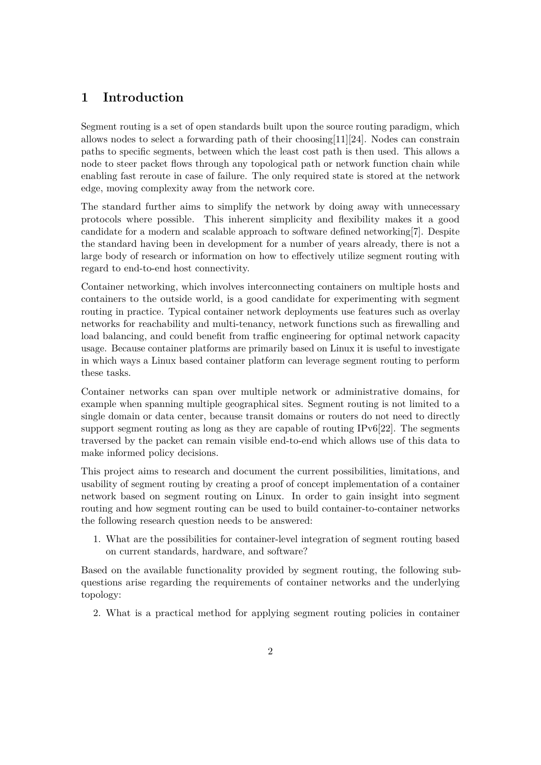# 1 Introduction

Segment routing is a set of open standards built upon the source routing paradigm, which allows nodes to select a forwarding path of their choosing[11][24]. Nodes can constrain paths to specific segments, between which the least cost path is then used. This allows a node to steer packet flows through any topological path or network function chain while enabling fast reroute in case of failure. The only required state is stored at the network edge, moving complexity away from the network core.

The standard further aims to simplify the network by doing away with unnecessary protocols where possible. This inherent simplicity and flexibility makes it a good candidate for a modern and scalable approach to software defined networking[7]. Despite the standard having been in development for a number of years already, there is not a large body of research or information on how to effectively utilize segment routing with regard to end-to-end host connectivity.

Container networking, which involves interconnecting containers on multiple hosts and containers to the outside world, is a good candidate for experimenting with segment routing in practice. Typical container network deployments use features such as overlay networks for reachability and multi-tenancy, network functions such as firewalling and load balancing, and could benefit from traffic engineering for optimal network capacity usage. Because container platforms are primarily based on Linux it is useful to investigate in which ways a Linux based container platform can leverage segment routing to perform these tasks.

Container networks can span over multiple network or administrative domains, for example when spanning multiple geographical sites. Segment routing is not limited to a single domain or data center, because transit domains or routers do not need to directly support segment routing as long as they are capable of routing IPv6[22]. The segments traversed by the packet can remain visible end-to-end which allows use of this data to make informed policy decisions.

This project aims to research and document the current possibilities, limitations, and usability of segment routing by creating a proof of concept implementation of a container network based on segment routing on Linux. In order to gain insight into segment routing and how segment routing can be used to build container-to-container networks the following research question needs to be answered:

1. What are the possibilities for container-level integration of segment routing based on current standards, hardware, and software?

Based on the available functionality provided by segment routing, the following sub-questions arise regarding the requirements of container networks and the underlying topology:

2. What is a practical method for applying segment routing policies in container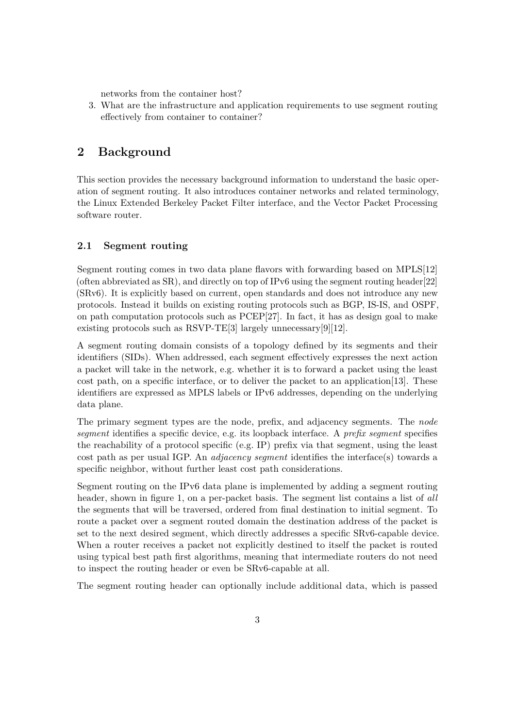networks from the container host?

3. What are the infrastructure and application requirements to use segment routing effectively from container to container?

## 2 Background

This section provides the necessary background information to understand the basic operation of segment routing. It also introduces container networks and related terminology, the Linux Extended Berkeley Packet Filter interface, and the Vector Packet Processing software router.

### 2.1 Segment routing

Segment routing comes in two data plane flavors with forwarding based on MPLS[12] (often abbreviated as SR), and directly on top of IPv6 using the segment routing header[22] (SRv6). It is explicitly based on current, open standards and does not introduce any new protocols. Instead it builds on existing routing protocols such as BGP, IS-IS, and OSPF, on path computation protocols such as PCEP[27]. In fact, it has as design goal to make existing protocols such as RSVP-TE[3] largely unnecessary[9][12].

A segment routing domain consists of a topology defined by its segments and their identifiers (SIDs). When addressed, each segment effectively expresses the next action a packet will take in the network, e.g. whether it is to forward a packet using the least cost path, on a specific interface, or to deliver the packet to an application[13]. These identifiers are expressed as MPLS labels or IPv6 addresses, depending on the underlying data plane.

The primary segment types are the node, prefix, and adjacency segments. The *node segment* identifies a specific device, e.g. its loopback interface. A *prefix segment* specifies the reachability of a protocol specific (e.g. IP) prefix via that segment, using the least cost path as per usual IGP. An *adjacency segment* identifies the interface(s) towards a specific neighbor, without further least cost path considerations.

Segment routing on the IPv6 data plane is implemented by adding a segment routing header, shown in figure 1, on a per-packet basis. The segment list contains a list of *all* the segments that will be traversed, ordered from final destination to initial segment. To route a packet over a segment routed domain the destination address of the packet is set to the next desired segment, which directly addresses a specific SRv6-capable device. When a router receives a packet not explicitly destined to itself the packet is routed using typical best path first algorithms, meaning that intermediate routers do not need to inspect the routing header or even be SRv6-capable at all.

The segment routing header can optionally include additional data, which is passed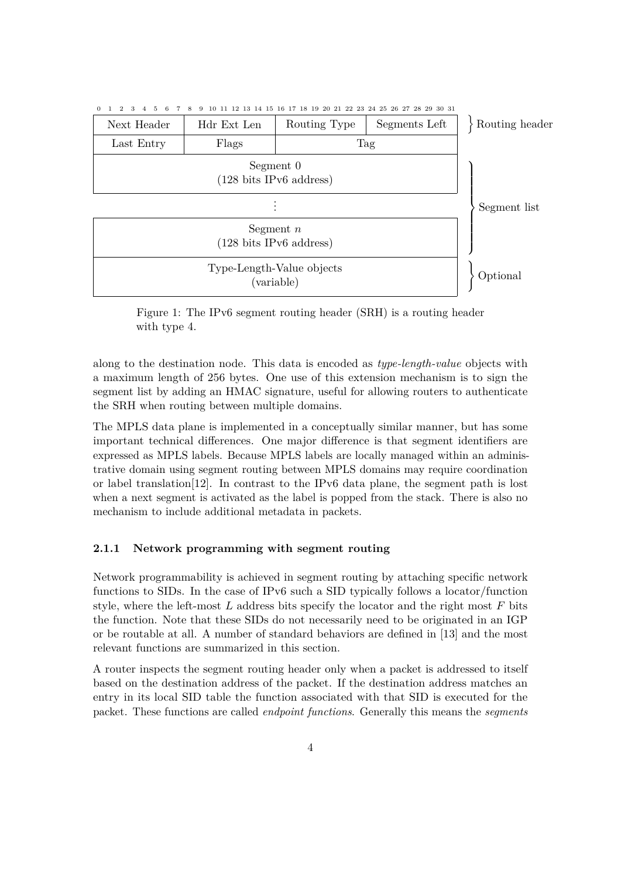| Next Header | Hdr Ext Len | Routing Type | Segments Left |
| --- | --- | --- | --- |
| Last Entry | Flags | Tag | |
| Segment 0 (128 bits IPv6 address) | | | |
| ⋮ | | | |
| Segment $n$ (128 bits IPv6 address) | | | |
| Type-Length-Value objects (variable) | | | |

Rows 1–2: Routing header; Segment 0 to Segment $n$: Segment list; Type-Length-Value objects: Optional. Bit positions 0–31 across the top.

Figure 1: The IPv6 segment routing header (SRH) is a routing header with type 4.

along to the destination node. This data is encoded as *type-length-value* objects with a maximum length of 256 bytes. One use of this extension mechanism is to sign the segment list by adding an HMAC signature, useful for allowing routers to authenticate the SRH when routing between multiple domains.

The MPLS data plane is implemented in a conceptually similar manner, but has some important technical differences. One major difference is that segment identifiers are expressed as MPLS labels. Because MPLS labels are locally managed within an administrative domain using segment routing between MPLS domains may require coordination or label translation[12]. In contrast to the IPv6 data plane, the segment path is lost when a next segment is activated as the label is popped from the stack. There is also no mechanism to include additional metadata in packets.

### 2.1.1 Network programming with segment routing

Network programmability is achieved in segment routing by attaching specific network functions to SIDs. In the case of IPv6 such a SID typically follows a locator/function style, where the left-most $L$ address bits specify the locator and the right most $F$ bits the function. Note that these SIDs do not necessarily need to be originated in an IGP or be routable at all. A number of standard behaviors are defined in [13] and the most relevant functions are summarized in this section.

A router inspects the segment routing header only when a packet is addressed to itself based on the destination address of the packet. If the destination address matches an entry in its local SID table the function associated with that SID is executed for the packet. These functions are called *endpoint functions*. Generally this means the *segments*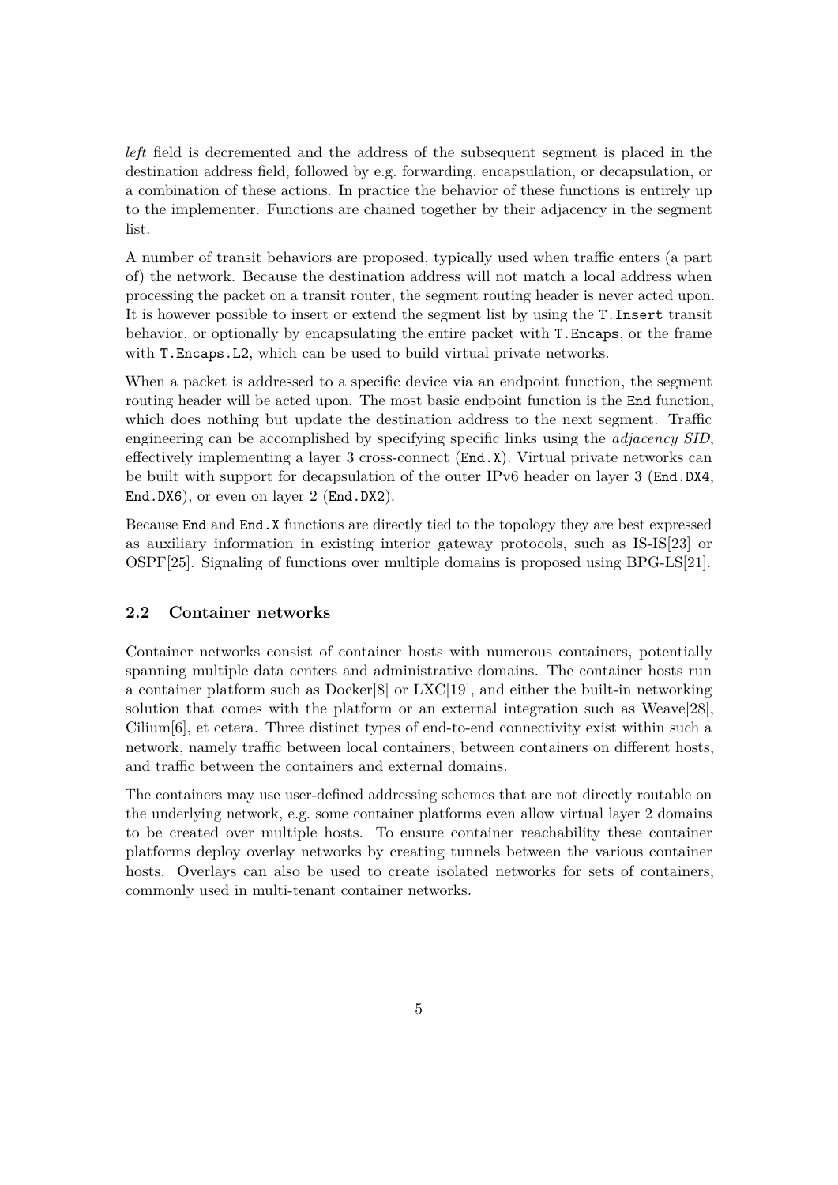*left* field is decremented and the address of the subsequent segment is placed in the destination address field, followed by e.g. forwarding, encapsulation, or decapsulation, or a combination of these actions. In practice the behavior of these functions is entirely up to the implementer. Functions are chained together by their adjacency in the segment list.

A number of transit behaviors are proposed, typically used when traffic enters (a part of) the network. Because the destination address will not match a local address when processing the packet on a transit router, the segment routing header is never acted upon. It is however possible to insert or extend the segment list by using the `T.Insert` transit behavior, or optionally by encapsulating the entire packet with `T.Encaps`, or the frame with `T.Encaps.L2`, which can be used to build virtual private networks.

When a packet is addressed to a specific device via an endpoint function, the segment routing header will be acted upon. The most basic endpoint function is the `End` function, which does nothing but update the destination address to the next segment. Traffic engineering can be accomplished by specifying specific links using the *adjacency SID*, effectively implementing a layer 3 cross-connect (`End.X`). Virtual private networks can be built with support for decapsulation of the outer IPv6 header on layer 3 (`End.DX4`, `End.DX6`), or even on layer 2 (`End.DX2`).

Because `End` and `End.X` functions are directly tied to the topology they are best expressed as auxiliary information in existing interior gateway protocols, such as IS-IS[23] or OSPF[25]. Signaling of functions over multiple domains is proposed using BPG-LS[21].

### 2.2 Container networks

Container networks consist of container hosts with numerous containers, potentially spanning multiple data centers and administrative domains. The container hosts run a container platform such as Docker[8] or LXC[19], and either the built-in networking solution that comes with the platform or an external integration such as Weave[28], Cilium[6], et cetera. Three distinct types of end-to-end connectivity exist within such a network, namely traffic between local containers, between containers on different hosts, and traffic between the containers and external domains.

The containers may use user-defined addressing schemes that are not directly routable on the underlying network, e.g. some container platforms even allow virtual layer 2 domains to be created over multiple hosts. To ensure container reachability these container platforms deploy overlay networks by creating tunnels between the various container hosts. Overlays can also be used to create isolated networks for sets of containers, commonly used in multi-tenant container networks.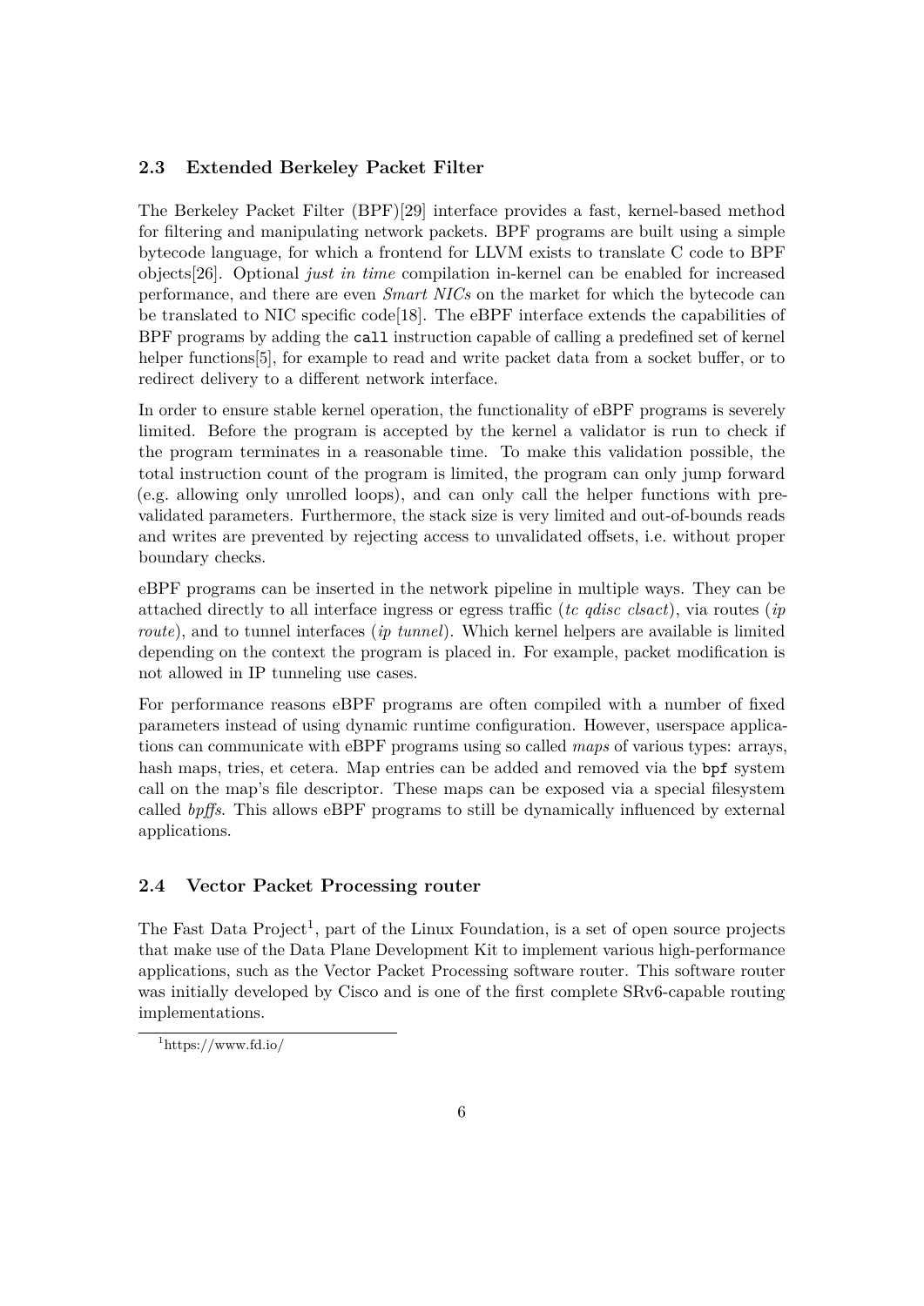### 2.3 Extended Berkeley Packet Filter

The Berkeley Packet Filter (BPF)[29] interface provides a fast, kernel-based method for filtering and manipulating network packets. BPF programs are built using a simple bytecode language, for which a frontend for LLVM exists to translate C code to BPF objects[26]. Optional *just in time* compilation in-kernel can be enabled for increased performance, and there are even *Smart NICs* on the market for which the bytecode can be translated to NIC specific code[18]. The eBPF interface extends the capabilities of BPF programs by adding the `call` instruction capable of calling a predefined set of kernel helper functions[5], for example to read and write packet data from a socket buffer, or to redirect delivery to a different network interface.

In order to ensure stable kernel operation, the functionality of eBPF programs is severely limited. Before the program is accepted by the kernel a validator is run to check if the program terminates in a reasonable time. To make this validation possible, the total instruction count of the program is limited, the program can only jump forward (e.g. allowing only unrolled loops), and can only call the helper functions with pre-validated parameters. Furthermore, the stack size is very limited and out-of-bounds reads and writes are prevented by rejecting access to unvalidated offsets, i.e. without proper boundary checks.

eBPF programs can be inserted in the network pipeline in multiple ways. They can be attached directly to all interface ingress or egress traffic (*tc qdisc clsact*), via routes (*ip route*), and to tunnel interfaces (*ip tunnel*). Which kernel helpers are available is limited depending on the context the program is placed in. For example, packet modification is not allowed in IP tunneling use cases.

For performance reasons eBPF programs are often compiled with a number of fixed parameters instead of using dynamic runtime configuration. However, userspace applications can communicate with eBPF programs using so called *maps* of various types: arrays, hash maps, tries, et cetera. Map entries can be added and removed via the `bpf` system call on the map's file descriptor. These maps can be exposed via a special filesystem called *bpffs*. This allows eBPF programs to still be dynamically influenced by external applications.

### 2.4 Vector Packet Processing router

The Fast Data Project[1], part of the Linux Foundation, is a set of open source projects that make use of the Data Plane Development Kit to implement various high-performance applications, such as the Vector Packet Processing software router. This software router was initially developed by Cisco and is one of the first complete SRv6-capable routing implementations.

[1] https://www.fd.io/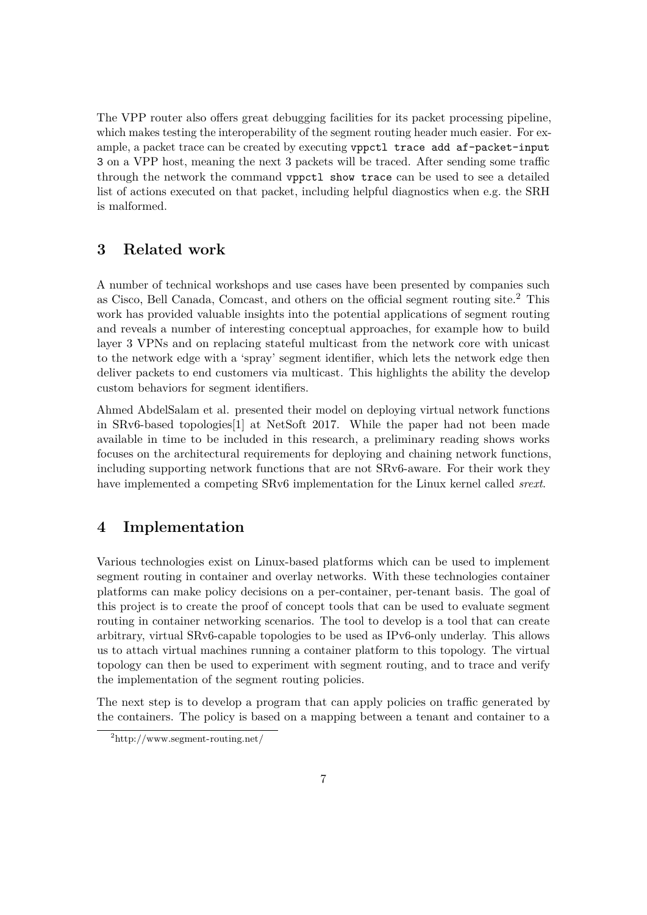The VPP router also offers great debugging facilities for its packet processing pipeline, which makes testing the interoperability of the segment routing header much easier. For example, a packet trace can be created by executing `vppctl trace add af-packet-input 3` on a VPP host, meaning the next 3 packets will be traced. After sending some traffic through the network the command `vppctl show trace` can be used to see a detailed list of actions executed on that packet, including helpful diagnostics when e.g. the SRH is malformed.

## 3 Related work

A number of technical workshops and use cases have been presented by companies such as Cisco, Bell Canada, Comcast, and others on the official segment routing site.[2] This work has provided valuable insights into the potential applications of segment routing and reveals a number of interesting conceptual approaches, for example how to build layer 3 VPNs and on replacing stateful multicast from the network core with unicast to the network edge with a 'spray' segment identifier, which lets the network edge then deliver packets to end customers via multicast. This highlights the ability the develop custom behaviors for segment identifiers.

Ahmed AbdelSalam et al. presented their model on deploying virtual network functions in SRv6-based topologies[1] at NetSoft 2017. While the paper had not been made available in time to be included in this research, a preliminary reading shows works focuses on the architectural requirements for deploying and chaining network functions, including supporting network functions that are not SRv6-aware. For their work they have implemented a competing SRv6 implementation for the Linux kernel called *srext*.

## 4 Implementation

Various technologies exist on Linux-based platforms which can be used to implement segment routing in container and overlay networks. With these technologies container platforms can make policy decisions on a per-container, per-tenant basis. The goal of this project is to create the proof of concept tools that can be used to evaluate segment routing in container networking scenarios. The tool to develop is a tool that can create arbitrary, virtual SRv6-capable topologies to be used as IPv6-only underlay. This allows us to attach virtual machines running a container platform to this topology. The virtual topology can then be used to experiment with segment routing, and to trace and verify the implementation of the segment routing policies.

The next step is to develop a program that can apply policies on traffic generated by the containers. The policy is based on a mapping between a tenant and container to a

[2] http://www.segment-routing.net/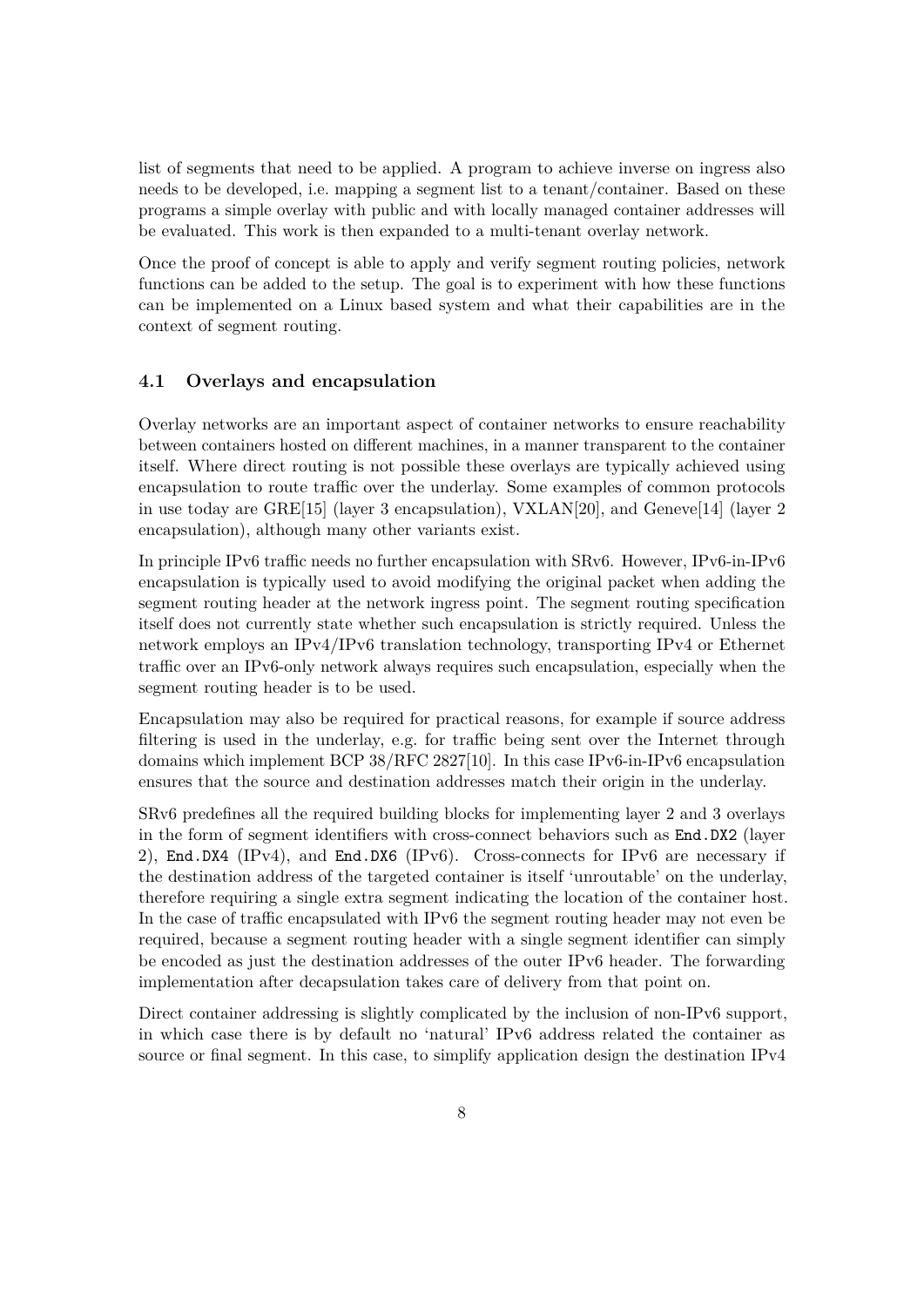list of segments that need to be applied. A program to achieve inverse on ingress also needs to be developed, i.e. mapping a segment list to a tenant/container. Based on these programs a simple overlay with public and with locally managed container addresses will be evaluated. This work is then expanded to a multi-tenant overlay network.

Once the proof of concept is able to apply and verify segment routing policies, network functions can be added to the setup. The goal is to experiment with how these functions can be implemented on a Linux based system and what their capabilities are in the context of segment routing.

### 4.1 Overlays and encapsulation

Overlay networks are an important aspect of container networks to ensure reachability between containers hosted on different machines, in a manner transparent to the container itself. Where direct routing is not possible these overlays are typically achieved using encapsulation to route traffic over the underlay. Some examples of common protocols in use today are GRE[15] (layer 3 encapsulation), VXLAN[20], and Geneve[14] (layer 2 encapsulation), although many other variants exist.

In principle IPv6 traffic needs no further encapsulation with SRv6. However, IPv6-in-IPv6 encapsulation is typically used to avoid modifying the original packet when adding the segment routing header at the network ingress point. The segment routing specification itself does not currently state whether such encapsulation is strictly required. Unless the network employs an IPv4/IPv6 translation technology, transporting IPv4 or Ethernet traffic over an IPv6-only network always requires such encapsulation, especially when the segment routing header is to be used.

Encapsulation may also be required for practical reasons, for example if source address filtering is used in the underlay, e.g. for traffic being sent over the Internet through domains which implement BCP 38/RFC 2827[10]. In this case IPv6-in-IPv6 encapsulation ensures that the source and destination addresses match their origin in the underlay.

SRv6 predefines all the required building blocks for implementing layer 2 and 3 overlays in the form of segment identifiers with cross-connect behaviors such as `End.DX2` (layer 2), `End.DX4` (IPv4), and `End.DX6` (IPv6). Cross-connects for IPv6 are necessary if the destination address of the targeted container is itself 'unroutable' on the underlay, therefore requiring a single extra segment indicating the location of the container host. In the case of traffic encapsulated with IPv6 the segment routing header may not even be required, because a segment routing header with a single segment identifier can simply be encoded as just the destination addresses of the outer IPv6 header. The forwarding implementation after decapsulation takes care of delivery from that point on.

Direct container addressing is slightly complicated by the inclusion of non-IPv6 support, in which case there is by default no 'natural' IPv6 address related the container as source or final segment. In this case, to simplify application design the destination IPv4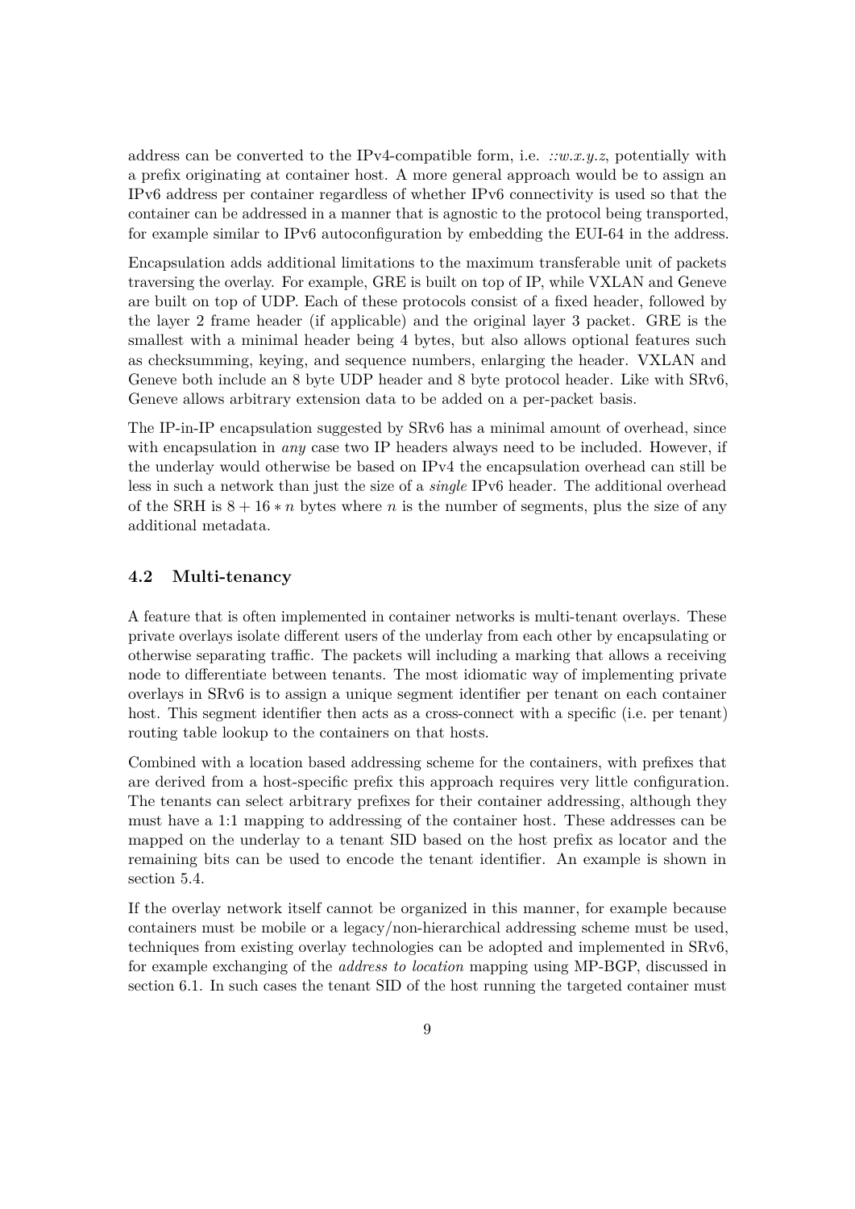address can be converted to the IPv4-compatible form, i.e. *::w.x.y.z*, potentially with a prefix originating at container host. A more general approach would be to assign an IPv6 address per container regardless of whether IPv6 connectivity is used so that the container can be addressed in a manner that is agnostic to the protocol being transported, for example similar to IPv6 autoconfiguration by embedding the EUI-64 in the address.

Encapsulation adds additional limitations to the maximum transferable unit of packets traversing the overlay. For example, GRE is built on top of IP, while VXLAN and Geneve are built on top of UDP. Each of these protocols consist of a fixed header, followed by the layer 2 frame header (if applicable) and the original layer 3 packet. GRE is the smallest with a minimal header being 4 bytes, but also allows optional features such as checksumming, keying, and sequence numbers, enlarging the header. VXLAN and Geneve both include an 8 byte UDP header and 8 byte protocol header. Like with SRv6, Geneve allows arbitrary extension data to be added on a per-packet basis.

The IP-in-IP encapsulation suggested by SRv6 has a minimal amount of overhead, since with encapsulation in *any* case two IP headers always need to be included. However, if the underlay would otherwise be based on IPv4 the encapsulation overhead can still be less in such a network than just the size of a *single* IPv6 header. The additional overhead of the SRH is $8 + 16 * n$ bytes where $n$ is the number of segments, plus the size of any additional metadata.

### 4.2 Multi-tenancy

A feature that is often implemented in container networks is multi-tenant overlays. These private overlays isolate different users of the underlay from each other by encapsulating or otherwise separating traffic. The packets will including a marking that allows a receiving node to differentiate between tenants. The most idiomatic way of implementing private overlays in SRv6 is to assign a unique segment identifier per tenant on each container host. This segment identifier then acts as a cross-connect with a specific (i.e. per tenant) routing table lookup to the containers on that hosts.

Combined with a location based addressing scheme for the containers, with prefixes that are derived from a host-specific prefix this approach requires very little configuration. The tenants can select arbitrary prefixes for their container addressing, although they must have a 1:1 mapping to addressing of the container host. These addresses can be mapped on the underlay to a tenant SID based on the host prefix as locator and the remaining bits can be used to encode the tenant identifier. An example is shown in section 5.4.

If the overlay network itself cannot be organized in this manner, for example because containers must be mobile or a legacy/non-hierarchical addressing scheme must be used, techniques from existing overlay technologies can be adopted and implemented in SRv6, for example exchanging of the *address to location* mapping using MP-BGP, discussed in section 6.1. In such cases the tenant SID of the host running the targeted container must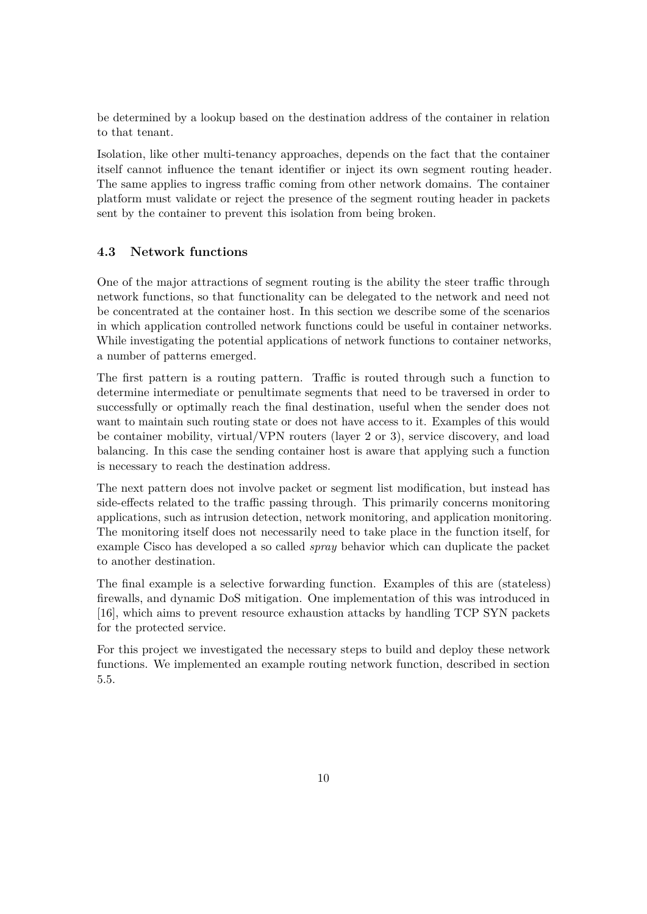be determined by a lookup based on the destination address of the container in relation to that tenant.

Isolation, like other multi-tenancy approaches, depends on the fact that the container itself cannot influence the tenant identifier or inject its own segment routing header. The same applies to ingress traffic coming from other network domains. The container platform must validate or reject the presence of the segment routing header in packets sent by the container to prevent this isolation from being broken.

### 4.3 Network functions

One of the major attractions of segment routing is the ability the steer traffic through network functions, so that functionality can be delegated to the network and need not be concentrated at the container host. In this section we describe some of the scenarios in which application controlled network functions could be useful in container networks. While investigating the potential applications of network functions to container networks, a number of patterns emerged.

The first pattern is a routing pattern. Traffic is routed through such a function to determine intermediate or penultimate segments that need to be traversed in order to successfully or optimally reach the final destination, useful when the sender does not want to maintain such routing state or does not have access to it. Examples of this would be container mobility, virtual/VPN routers (layer 2 or 3), service discovery, and load balancing. In this case the sending container host is aware that applying such a function is necessary to reach the destination address.

The next pattern does not involve packet or segment list modification, but instead has side-effects related to the traffic passing through. This primarily concerns monitoring applications, such as intrusion detection, network monitoring, and application monitoring. The monitoring itself does not necessarily need to take place in the function itself, for example Cisco has developed a so called *spray* behavior which can duplicate the packet to another destination.

The final example is a selective forwarding function. Examples of this are (stateless) firewalls, and dynamic DoS mitigation. One implementation of this was introduced in [16], which aims to prevent resource exhaustion attacks by handling TCP SYN packets for the protected service.

For this project we investigated the necessary steps to build and deploy these network functions. We implemented an example routing network function, described in section 5.5.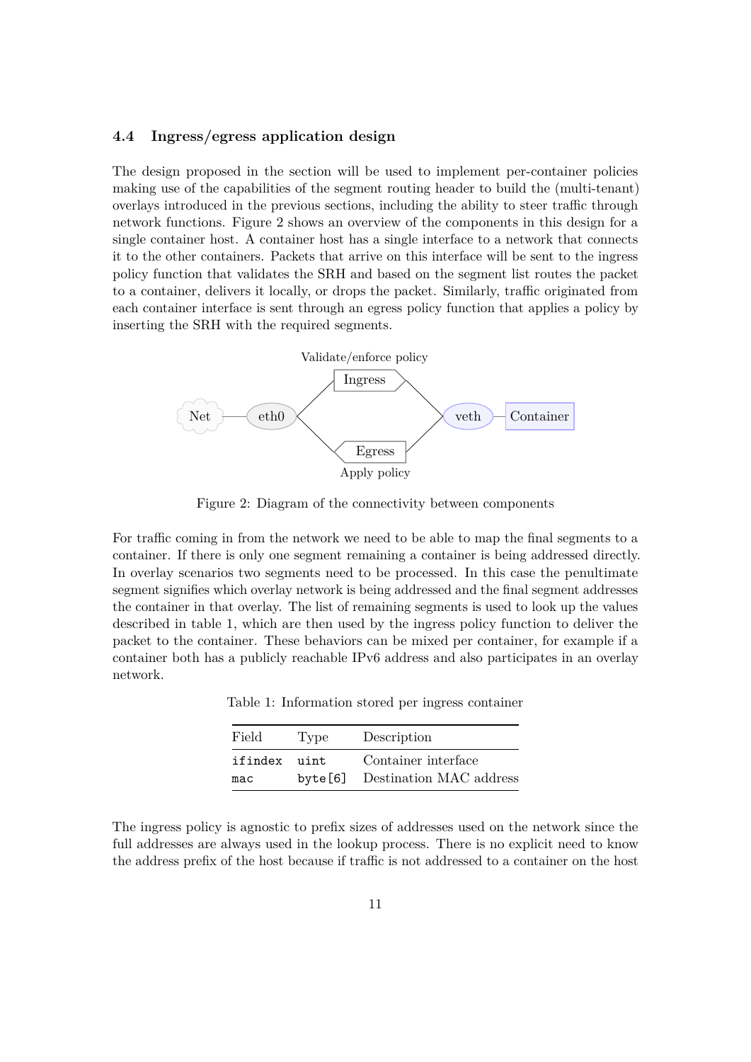### 4.4 Ingress/egress application design

The design proposed in the section will be used to implement per-container policies making use of the capabilities of the segment routing header to build the (multi-tenant) overlays introduced in the previous sections, including the ability to steer traffic through network functions. Figure 2 shows an overview of the components in this design for a single container host. A container host has a single interface to a network that connects it to the other containers. Packets that arrive on this interface will be sent to the ingress policy function that validates the SRH and based on the segment list routes the packet to a container, delivers it locally, or drops the packet. Similarly, traffic originated from each container interface is sent through an egress policy function that applies a policy by inserting the SRH with the required segments.

Figure 2: Diagram of the connectivity between components

For traffic coming in from the network we need to be able to map the final segments to a container. If there is only one segment remaining a container is being addressed directly. In overlay scenarios two segments need to be processed. In this case the penultimate segment signifies which overlay network is being addressed and the final segment addresses the container in that overlay. The list of remaining segments is used to look up the values described in table 1, which are then used by the ingress policy function to deliver the packet to the container. These behaviors can be mixed per container, for example if a container both has a publicly reachable IPv6 address and also participates in an overlay network.

Table 1: Information stored per ingress container

| Field | Type | Description |
|---|---|---|
| `ifindex` | `uint` | Container interface |
| `mac` | `byte[6]` | Destination MAC address |

The ingress policy is agnostic to prefix sizes of addresses used on the network since the full addresses are always used in the lookup process. There is no explicit need to know the address prefix of the host because if traffic is not addressed to a container on the host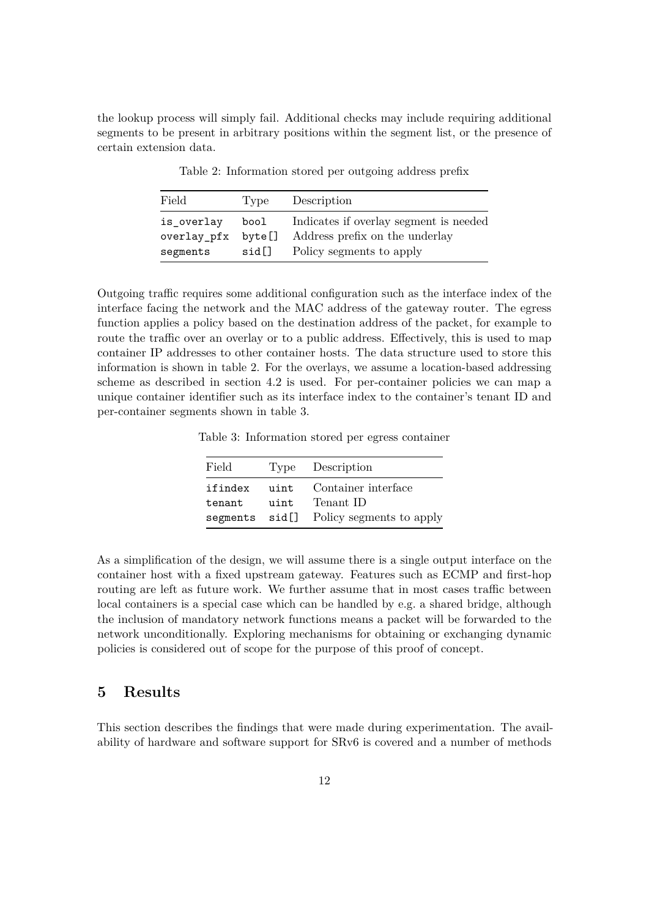the lookup process will simply fail. Additional checks may include requiring additional segments to be present in arbitrary positions within the segment list, or the presence of certain extension data.

Table 2: Information stored per outgoing address prefix

| Field | Type | Description |
|---|---|---|
| `is_overlay` | `bool` | Indicates if overlay segment is needed |
| `overlay_pfx` | `byte[]` | Address prefix on the underlay |
| `segments` | `sid[]` | Policy segments to apply |

Outgoing traffic requires some additional configuration such as the interface index of the interface facing the network and the MAC address of the gateway router. The egress function applies a policy based on the destination address of the packet, for example to route the traffic over an overlay or to a public address. Effectively, this is used to map container IP addresses to other container hosts. The data structure used to store this information is shown in table 2. For the overlays, we assume a location-based addressing scheme as described in section 4.2 is used. For per-container policies we can map a unique container identifier such as its interface index to the container's tenant ID and per-container segments shown in table 3.

Table 3: Information stored per egress container

| Field | Type | Description |
|---|---|---|
| `ifindex` | `uint` | Container interface |
| `tenant` | `uint` | Tenant ID |
| `segments` | `sid[]` | Policy segments to apply |

As a simplification of the design, we will assume there is a single output interface on the container host with a fixed upstream gateway. Features such as ECMP and first-hop routing are left as future work. We further assume that in most cases traffic between local containers is a special case which can be handled by e.g. a shared bridge, although the inclusion of mandatory network functions means a packet will be forwarded to the network unconditionally. Exploring mechanisms for obtaining or exchanging dynamic policies is considered out of scope for the purpose of this proof of concept.

# 5 Results

This section describes the findings that were made during experimentation. The availability of hardware and software support for SRv6 is covered and a number of methods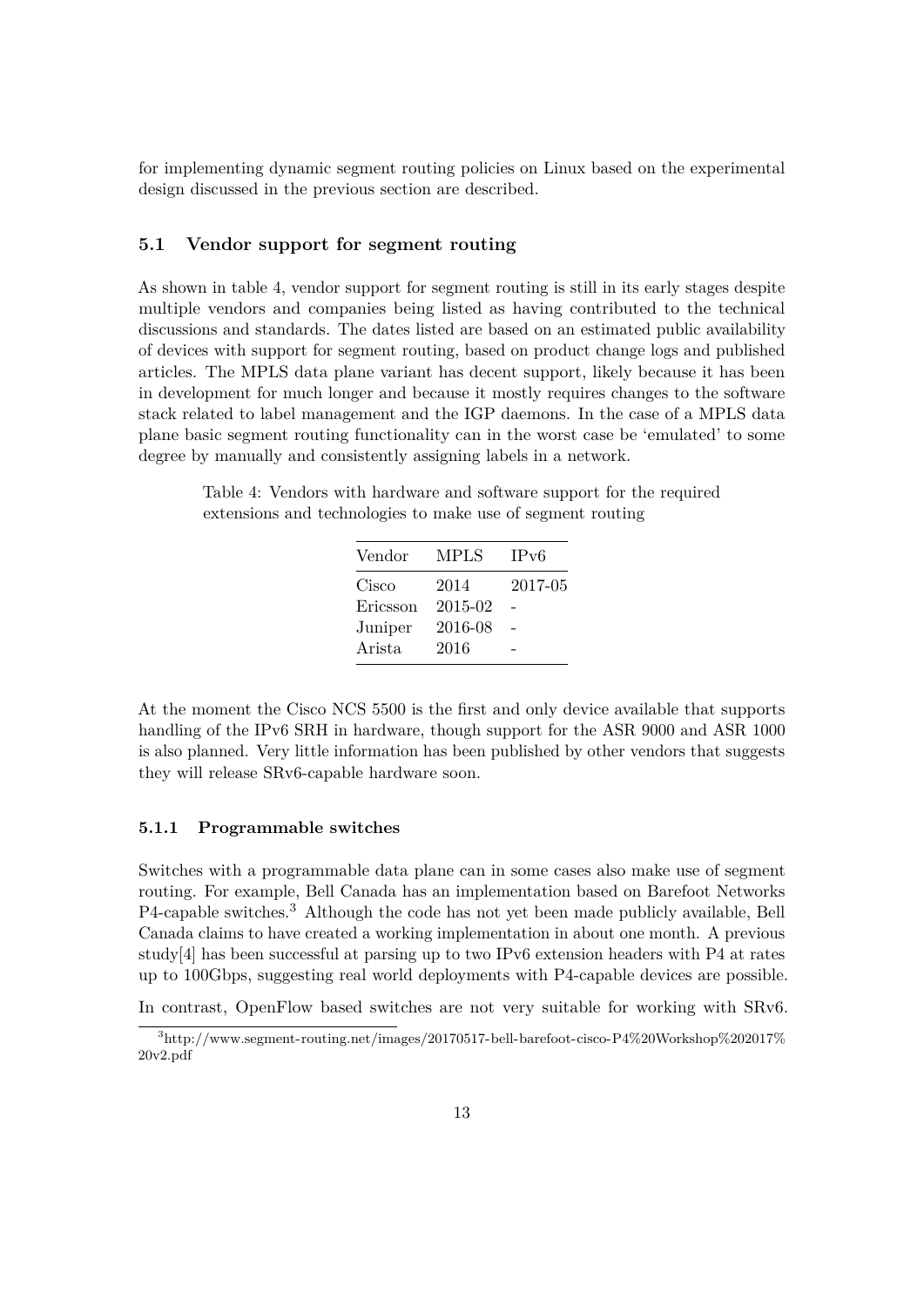for implementing dynamic segment routing policies on Linux based on the experimental design discussed in the previous section are described.

## 5.1 Vendor support for segment routing

As shown in table 4, vendor support for segment routing is still in its early stages despite multiple vendors and companies being listed as having contributed to the technical discussions and standards. The dates listed are based on an estimated public availability of devices with support for segment routing, based on product change logs and published articles. The MPLS data plane variant has decent support, likely because it has been in development for much longer and because it mostly requires changes to the software stack related to label management and the IGP daemons. In the case of a MPLS data plane basic segment routing functionality can in the worst case be 'emulated' to some degree by manually and consistently assigning labels in a network.

Table 4: Vendors with hardware and software support for the required extensions and technologies to make use of segment routing

| Vendor | MPLS | IPv6 |
|---|---|---|
| Cisco | 2014 | 2017-05 |
| Ericsson | 2015-02 | - |
| Juniper | 2016-08 | - |
| Arista | 2016 | - |

At the moment the Cisco NCS 5500 is the first and only device available that supports handling of the IPv6 SRH in hardware, though support for the ASR 9000 and ASR 1000 is also planned. Very little information has been published by other vendors that suggests they will release SRv6-capable hardware soon.

### 5.1.1 Programmable switches

Switches with a programmable data plane can in some cases also make use of segment routing. For example, Bell Canada has an implementation based on Barefoot Networks P4-capable switches.[3] Although the code has not yet been made publicly available, Bell Canada claims to have created a working implementation in about one month. A previous study[4] has been successful at parsing up to two IPv6 extension headers with P4 at rates up to 100Gbps, suggesting real world deployments with P4-capable devices are possible.

In contrast, OpenFlow based switches are not very suitable for working with SRv6.

[3] http://www.segment-routing.net/images/20170517-bell-barefoot-cisco-P4%20Workshop%202017%20v2.pdf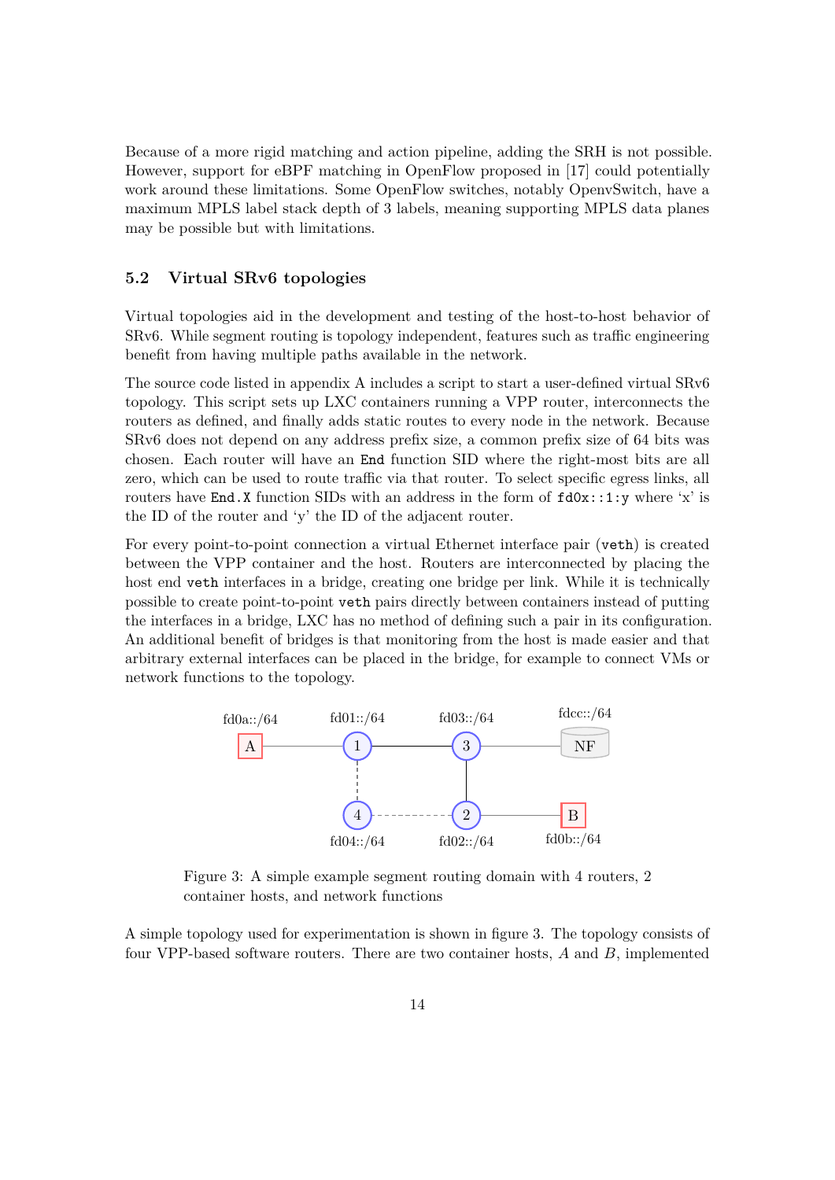Because of a more rigid matching and action pipeline, adding the SRH is not possible. However, support for eBPF matching in OpenFlow proposed in [17] could potentially work around these limitations. Some OpenFlow switches, notably OpenvSwitch, have a maximum MPLS label stack depth of 3 labels, meaning supporting MPLS data planes may be possible but with limitations.

### 5.2 Virtual SRv6 topologies

Virtual topologies aid in the development and testing of the host-to-host behavior of SRv6. While segment routing is topology independent, features such as traffic engineering benefit from having multiple paths available in the network.

The source code listed in appendix A includes a script to start a user-defined virtual SRv6 topology. This script sets up LXC containers running a VPP router, interconnects the routers as defined, and finally adds static routes to every node in the network. Because SRv6 does not depend on any address prefix size, a common prefix size of 64 bits was chosen. Each router will have an `End` function SID where the right-most bits are all zero, which can be used to route traffic via that router. To select specific egress links, all routers have `End.X` function SIDs with an address in the form of `fd0x::1:y` where 'x' is the ID of the router and 'y' the ID of the adjacent router.

For every point-to-point connection a virtual Ethernet interface pair (`veth`) is created between the VPP container and the host. Routers are interconnected by placing the host end `veth` interfaces in a bridge, creating one bridge per link. While it is technically possible to create point-to-point `veth` pairs directly between containers instead of putting the interfaces in a bridge, LXC has no method of defining such a pair in its configuration. An additional benefit of bridges is that monitoring from the host is made easier and that arbitrary external interfaces can be placed in the bridge, for example to connect VMs or network functions to the topology.

Figure 3: A simple example segment routing domain with 4 routers, 2 container hosts, and network functions

A simple topology used for experimentation is shown in figure 3. The topology consists of four VPP-based software routers. There are two container hosts, *A* and *B*, implemented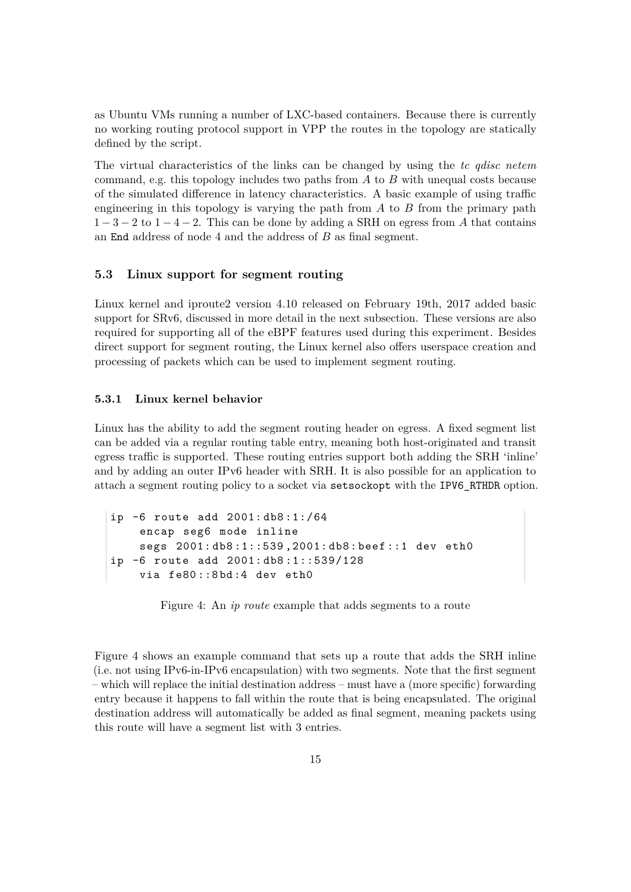as Ubuntu VMs running a number of LXC-based containers. Because there is currently no working routing protocol support in VPP the routes in the topology are statically defined by the script.

The virtual characteristics of the links can be changed by using the *tc qdisc netem* command, e.g. this topology includes two paths from $A$ to $B$ with unequal costs because of the simulated difference in latency characteristics. A basic example of using traffic engineering in this topology is varying the path from $A$ to $B$ from the primary path $1-3-2$ to $1-4-2$. This can be done by adding a SRH on egress from $A$ that contains an `End` address of node 4 and the address of $B$ as final segment.

### 5.3 Linux support for segment routing

Linux kernel and iproute2 version 4.10 released on February 19th, 2017 added basic support for SRv6, discussed in more detail in the next subsection. These versions are also required for supporting all of the eBPF features used during this experiment. Besides direct support for segment routing, the Linux kernel also offers userspace creation and processing of packets which can be used to implement segment routing.

#### 5.3.1 Linux kernel behavior

Linux has the ability to add the segment routing header on egress. A fixed segment list can be added via a regular routing table entry, meaning both host-originated and transit egress traffic is supported. These routing entries support both adding the SRH 'inline' and by adding an outer IPv6 header with SRH. It is also possible for an application to attach a segment routing policy to a socket via `setsockopt` with the `IPV6_RTHDR` option.

```
ip -6 route add 2001:db8:1:/64
    encap seg6 mode inline
    segs 2001:db8:1::539,2001:db8:beef::1 dev eth0
ip -6 route add 2001:db8:1::539/128
    via fe80::8bd:4 dev eth0
```

Figure 4: An *ip route* example that adds segments to a route

Figure 4 shows an example command that sets up a route that adds the SRH inline (i.e. not using IPv6-in-IPv6 encapsulation) with two segments. Note that the first segment – which will replace the initial destination address – must have a (more specific) forwarding entry because it happens to fall within the route that is being encapsulated. The original destination address will automatically be added as final segment, meaning packets using this route will have a segment list with 3 entries.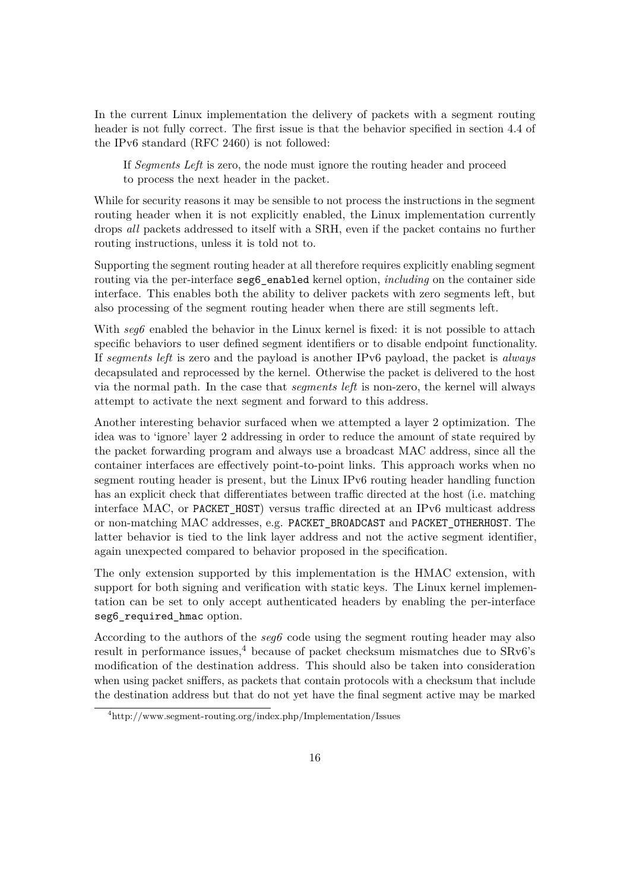In the current Linux implementation the delivery of packets with a segment routing header is not fully correct. The first issue is that the behavior specified in section 4.4 of the IPv6 standard (RFC 2460) is not followed:

> If *Segments Left* is zero, the node must ignore the routing header and proceed to process the next header in the packet.

While for security reasons it may be sensible to not process the instructions in the segment routing header when it is not explicitly enabled, the Linux implementation currently drops *all* packets addressed to itself with a SRH, even if the packet contains no further routing instructions, unless it is told not to.

Supporting the segment routing header at all therefore requires explicitly enabling segment routing via the per-interface `seg6_enabled` kernel option, *including* on the container side interface. This enables both the ability to deliver packets with zero segments left, but also processing of the segment routing header when there are still segments left.

With *seg6* enabled the behavior in the Linux kernel is fixed: it is not possible to attach specific behaviors to user defined segment identifiers or to disable endpoint functionality. If *segments left* is zero and the payload is another IPv6 payload, the packet is *always* decapsulated and reprocessed by the kernel. Otherwise the packet is delivered to the host via the normal path. In the case that *segments left* is non-zero, the kernel will always attempt to activate the next segment and forward to this address.

Another interesting behavior surfaced when we attempted a layer 2 optimization. The idea was to 'ignore' layer 2 addressing in order to reduce the amount of state required by the packet forwarding program and always use a broadcast MAC address, since all the container interfaces are effectively point-to-point links. This approach works when no segment routing header is present, but the Linux IPv6 routing header handling function has an explicit check that differentiates between traffic directed at the host (i.e. matching interface MAC, or `PACKET_HOST`) versus traffic directed at an IPv6 multicast address or non-matching MAC addresses, e.g. `PACKET_BROADCAST` and `PACKET_OTHERHOST`. The latter behavior is tied to the link layer address and not the active segment identifier, again unexpected compared to behavior proposed in the specification.

The only extension supported by this implementation is the HMAC extension, with support for both signing and verification with static keys. The Linux kernel implementation can be set to only accept authenticated headers by enabling the per-interface `seg6_required_hmac` option.

According to the authors of the *seg6* code using the segment routing header may also result in performance issues,[4] because of packet checksum mismatches due to SRv6's modification of the destination address. This should also be taken into consideration when using packet sniffers, as packets that contain protocols with a checksum that include the destination address but that do not yet have the final segment active may be marked

[4] http://www.segment-routing.org/index.php/Implementation/Issues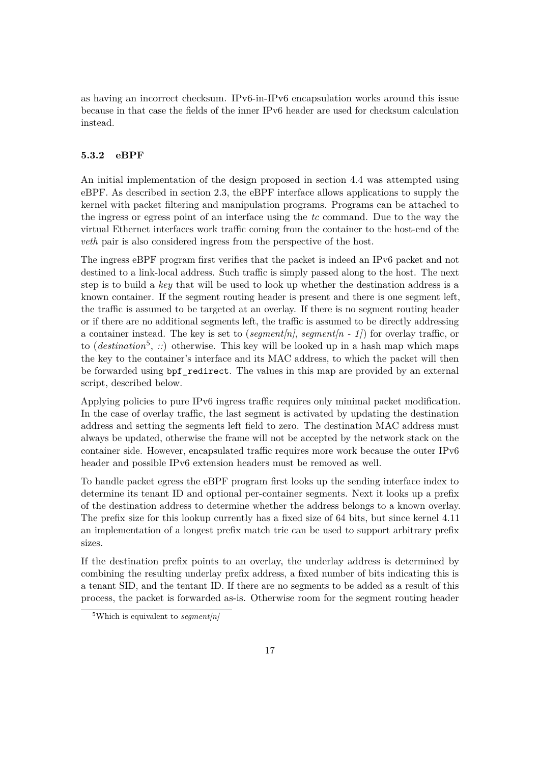as having an incorrect checksum. IPv6-in-IPv6 encapsulation works around this issue because in that case the fields of the inner IPv6 header are used for checksum calculation instead.

### 5.3.2 eBPF

An initial implementation of the design proposed in section 4.4 was attempted using eBPF. As described in section 2.3, the eBPF interface allows applications to supply the kernel with packet filtering and manipulation programs. Programs can be attached to the ingress or egress point of an interface using the *tc* command. Due to the way the virtual Ethernet interfaces work traffic coming from the container to the host-end of the *veth* pair is also considered ingress from the perspective of the host.

The ingress eBPF program first verifies that the packet is indeed an IPv6 packet and not destined to a link-local address. Such traffic is simply passed along to the host. The next step is to build a *key* that will be used to look up whether the destination address is a known container. If the segment routing header is present and there is one segment left, the traffic is assumed to be targeted at an overlay. If there is no segment routing header or if there are no additional segments left, the traffic is assumed to be directly addressing a container instead. The key is set to (*segment[n]*, *segment[n - 1]*) for overlay traffic, or to (*destination*[5], *::*) otherwise. This key will be looked up in a hash map which maps the key to the container's interface and its MAC address, to which the packet will then be forwarded using `bpf_redirect`. The values in this map are provided by an external script, described below.

Applying policies to pure IPv6 ingress traffic requires only minimal packet modification. In the case of overlay traffic, the last segment is activated by updating the destination address and setting the segments left field to zero. The destination MAC address must always be updated, otherwise the frame will not be accepted by the network stack on the container side. However, encapsulated traffic requires more work because the outer IPv6 header and possible IPv6 extension headers must be removed as well.

To handle packet egress the eBPF program first looks up the sending interface index to determine its tenant ID and optional per-container segments. Next it looks up a prefix of the destination address to determine whether the address belongs to a known overlay. The prefix size for this lookup currently has a fixed size of 64 bits, but since kernel 4.11 an implementation of a longest prefix match trie can be used to support arbitrary prefix sizes.

If the destination prefix points to an overlay, the underlay address is determined by combining the resulting underlay prefix address, a fixed number of bits indicating this is a tenant SID, and the tentant ID. If there are no segments to be added as a result of this process, the packet is forwarded as-is. Otherwise room for the segment routing header

[5] Which is equivalent to *segment[n]*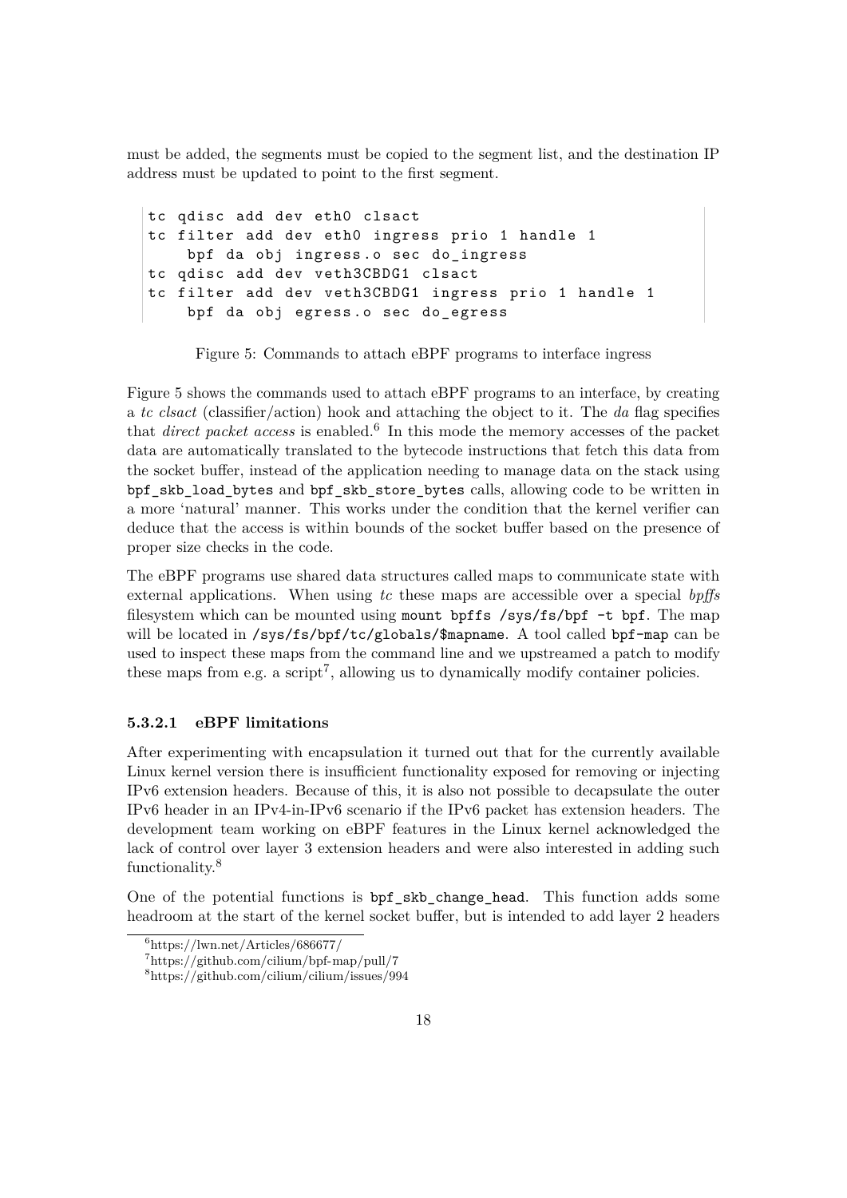must be added, the segments must be copied to the segment list, and the destination IP address must be updated to point to the first segment.

```
tc qdisc add dev eth0 clsact
tc filter add dev eth0 ingress prio 1 handle 1
    bpf da obj ingress.o sec do_ingress
tc qdisc add dev veth3CBDG1 clsact
tc filter add dev veth3CBDG1 ingress prio 1 handle 1
    bpf da obj egress.o sec do_egress
```

Figure 5: Commands to attach eBPF programs to interface ingress

Figure 5 shows the commands used to attach eBPF programs to an interface, by creating a *tc clsact* (classifier/action) hook and attaching the object to it. The *da* flag specifies that *direct packet access* is enabled.[6] In this mode the memory accesses of the packet data are automatically translated to the bytecode instructions that fetch this data from the socket buffer, instead of the application needing to manage data on the stack using `bpf_skb_load_bytes` and `bpf_skb_store_bytes` calls, allowing code to be written in a more 'natural' manner. This works under the condition that the kernel verifier can deduce that the access is within bounds of the socket buffer based on the presence of proper size checks in the code.

The eBPF programs use shared data structures called maps to communicate state with external applications. When using *tc* these maps are accessible over a special *bpffs* filesystem which can be mounted using `mount bpffs /sys/fs/bpf -t bpf`. The map will be located in `/sys/fs/bpf/tc/globals/$mapname`. A tool called `bpf-map` can be used to inspect these maps from the command line and we upstreamed a patch to modify these maps from e.g. a script[7], allowing us to dynamically modify container policies.

#### 5.3.2.1 eBPF limitations

After experimenting with encapsulation it turned out that for the currently available Linux kernel version there is insufficient functionality exposed for removing or injecting IPv6 extension headers. Because of this, it is also not possible to decapsulate the outer IPv6 header in an IPv4-in-IPv6 scenario if the IPv6 packet has extension headers. The development team working on eBPF features in the Linux kernel acknowledged the lack of control over layer 3 extension headers and were also interested in adding such functionality.[8]

One of the potential functions is `bpf_skb_change_head`. This function adds some headroom at the start of the kernel socket buffer, but is intended to add layer 2 headers

[6] https://lwn.net/Articles/686677/

[7] https://github.com/cilium/bpf-map/pull/7

[8] https://github.com/cilium/cilium/issues/994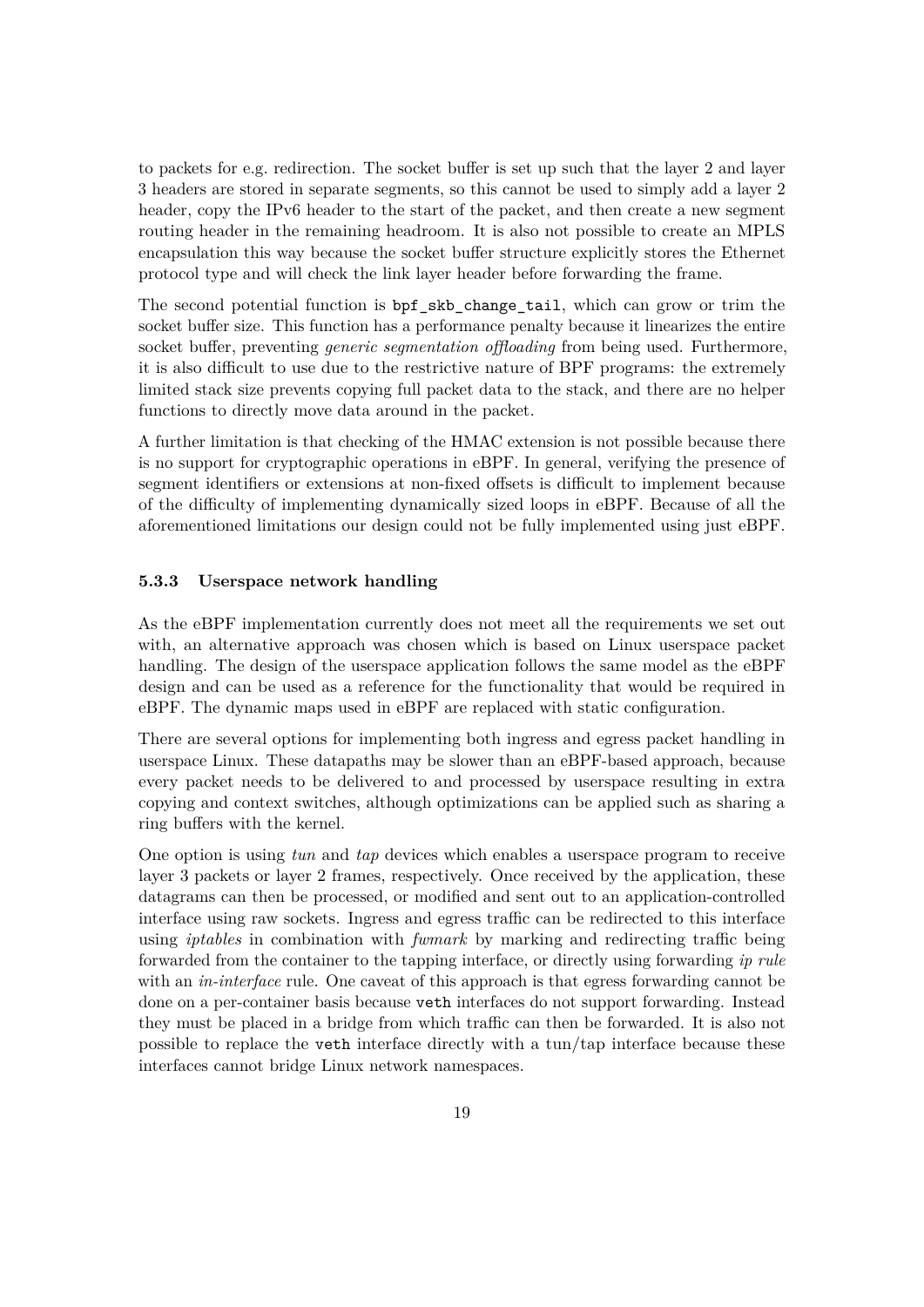to packets for e.g. redirection. The socket buffer is set up such that the layer 2 and layer 3 headers are stored in separate segments, so this cannot be used to simply add a layer 2 header, copy the IPv6 header to the start of the packet, and then create a new segment routing header in the remaining headroom. It is also not possible to create an MPLS encapsulation this way because the socket buffer structure explicitly stores the Ethernet protocol type and will check the link layer header before forwarding the frame.

The second potential function is `bpf_skb_change_tail`, which can grow or trim the socket buffer size. This function has a performance penalty because it linearizes the entire socket buffer, preventing *generic segmentation offloading* from being used. Furthermore, it is also difficult to use due to the restrictive nature of BPF programs: the extremely limited stack size prevents copying full packet data to the stack, and there are no helper functions to directly move data around in the packet.

A further limitation is that checking of the HMAC extension is not possible because there is no support for cryptographic operations in eBPF. In general, verifying the presence of segment identifiers or extensions at non-fixed offsets is difficult to implement because of the difficulty of implementing dynamically sized loops in eBPF. Because of all the aforementioned limitations our design could not be fully implemented using just eBPF.

### 5.3.3 Userspace network handling

As the eBPF implementation currently does not meet all the requirements we set out with, an alternative approach was chosen which is based on Linux userspace packet handling. The design of the userspace application follows the same model as the eBPF design and can be used as a reference for the functionality that would be required in eBPF. The dynamic maps used in eBPF are replaced with static configuration.

There are several options for implementing both ingress and egress packet handling in userspace Linux. These datapaths may be slower than an eBPF-based approach, because every packet needs to be delivered to and processed by userspace resulting in extra copying and context switches, although optimizations can be applied such as sharing a ring buffers with the kernel.

One option is using *tun* and *tap* devices which enables a userspace program to receive layer 3 packets or layer 2 frames, respectively. Once received by the application, these datagrams can then be processed, or modified and sent out to an application-controlled interface using raw sockets. Ingress and egress traffic can be redirected to this interface using *iptables* in combination with *fwmark* by marking and redirecting traffic being forwarded from the container to the tapping interface, or directly using forwarding *ip rule* with an *in-interface* rule. One caveat of this approach is that egress forwarding cannot be done on a per-container basis because `veth` interfaces do not support forwarding. Instead they must be placed in a bridge from which traffic can then be forwarded. It is also not possible to replace the `veth` interface directly with a tun/tap interface because these interfaces cannot bridge Linux network namespaces.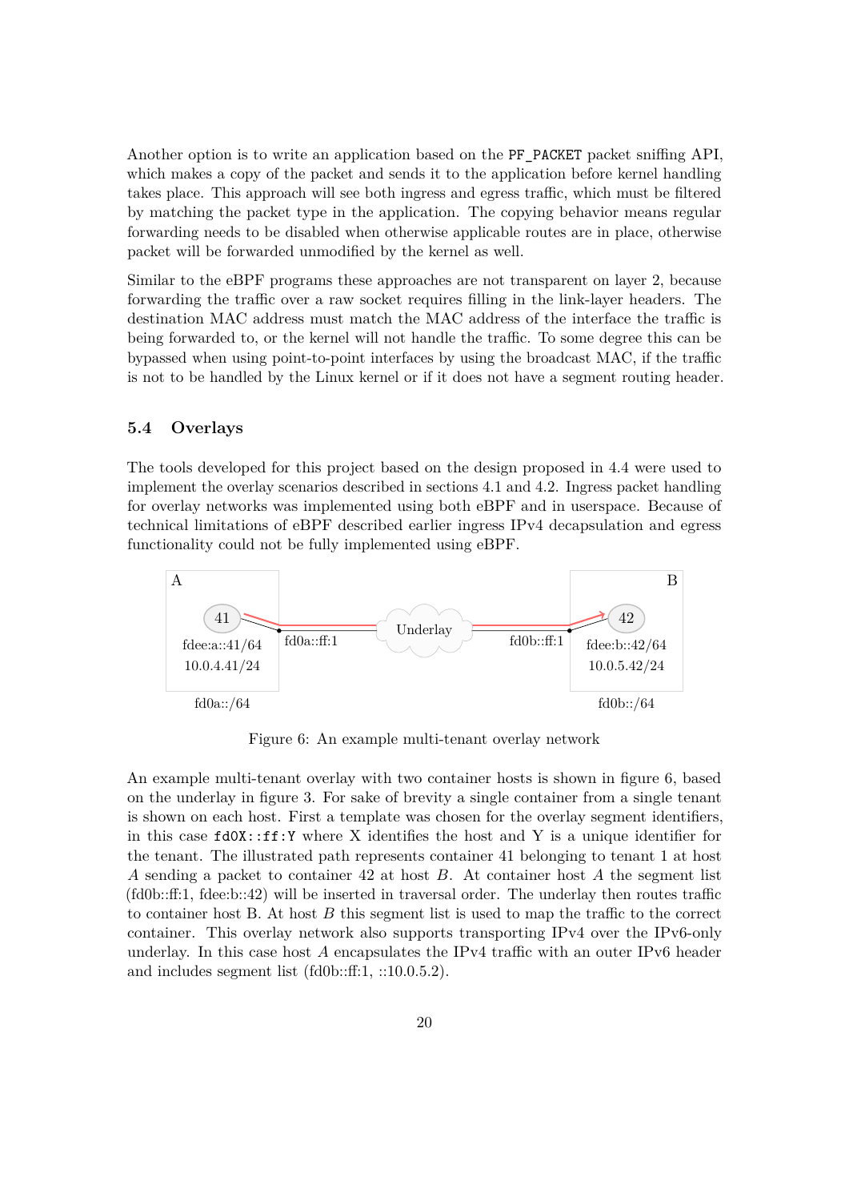Another option is to write an application based on the `PF_PACKET` packet sniffing API, which makes a copy of the packet and sends it to the application before kernel handling takes place. This approach will see both ingress and egress traffic, which must be filtered by matching the packet type in the application. The copying behavior means regular forwarding needs to be disabled when otherwise applicable routes are in place, otherwise packet will be forwarded unmodified by the kernel as well.

Similar to the eBPF programs these approaches are not transparent on layer 2, because forwarding the traffic over a raw socket requires filling in the link-layer headers. The destination MAC address must match the MAC address of the interface the traffic is being forwarded to, or the kernel will not handle the traffic. To some degree this can be bypassed when using point-to-point interfaces by using the broadcast MAC, if the traffic is not to be handled by the Linux kernel or if it does not have a segment routing header.

## 5.4 Overlays

The tools developed for this project based on the design proposed in 4.4 were used to implement the overlay scenarios described in sections 4.1 and 4.2. Ingress packet handling for overlay networks was implemented using both eBPF and in userspace. Because of technical limitations of eBPF described earlier ingress IPv4 decapsulation and egress functionality could not be fully implemented using eBPF.

Figure 6: An example multi-tenant overlay network

An example multi-tenant overlay with two container hosts is shown in figure 6, based on the underlay in figure 3. For sake of brevity a single container from a single tenant is shown on each host. First a template was chosen for the overlay segment identifiers, in this case `fd0X::ff:Y` where X identifies the host and Y is a unique identifier for the tenant. The illustrated path represents container 41 belonging to tenant 1 at host *A* sending a packet to container 42 at host *B*. At container host *A* the segment list (fd0b::ff:1, fdee:b::42) will be inserted in traversal order. The underlay then routes traffic to container host B. At host *B* this segment list is used to map the traffic to the correct container. This overlay network also supports transporting IPv4 over the IPv6-only underlay. In this case host *A* encapsulates the IPv4 traffic with an outer IPv6 header and includes segment list (fd0b::ff:1, ::10.0.5.2).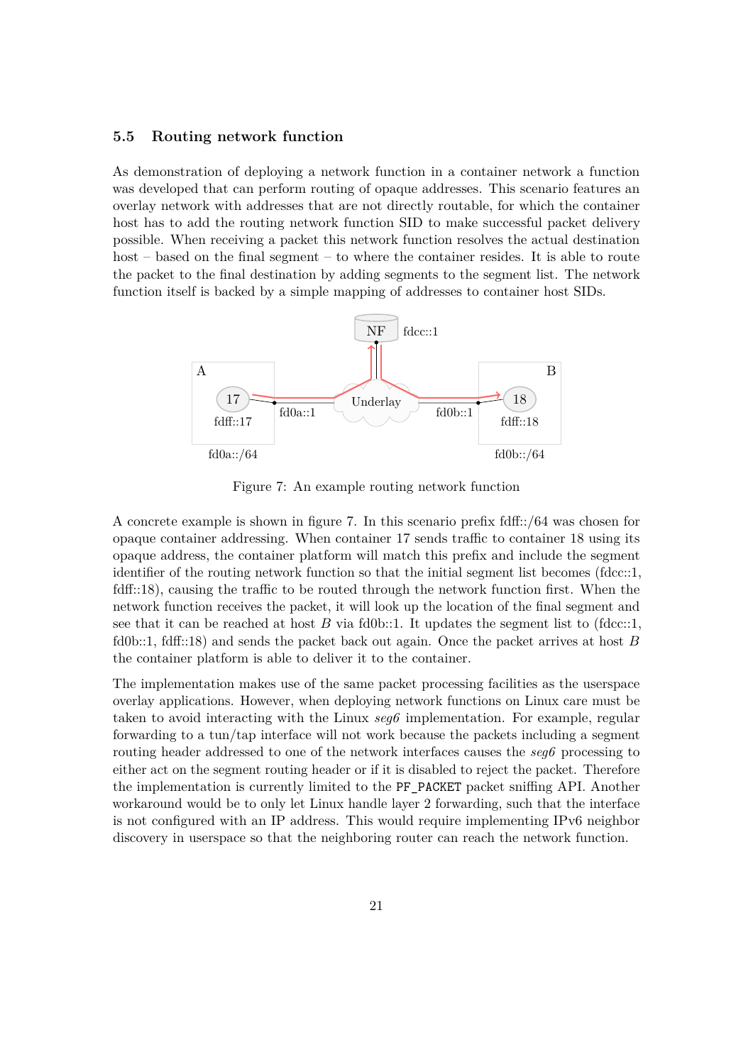### 5.5 Routing network function

As demonstration of deploying a network function in a container network a function was developed that can perform routing of opaque addresses. This scenario features an overlay network with addresses that are not directly routable, for which the container host has to add the routing network function SID to make successful packet delivery possible. When receiving a packet this network function resolves the actual destination host – based on the final segment – to where the container resides. It is able to route the packet to the final destination by adding segments to the segment list. The network function itself is backed by a simple mapping of addresses to container host SIDs.

Figure 7: An example routing network function

A concrete example is shown in figure 7. In this scenario prefix fdff::/64 was chosen for opaque container addressing. When container 17 sends traffic to container 18 using its opaque address, the container platform will match this prefix and include the segment identifier of the routing network function so that the initial segment list becomes (fdcc::1, fdff::18), causing the traffic to be routed through the network function first. When the network function receives the packet, it will look up the location of the final segment and see that it can be reached at host *B* via fd0b::1. It updates the segment list to (fdcc::1, fd0b::1, fdff::18) and sends the packet back out again. Once the packet arrives at host *B* the container platform is able to deliver it to the container.

The implementation makes use of the same packet processing facilities as the userspace overlay applications. However, when deploying network functions on Linux care must be taken to avoid interacting with the Linux *seg6* implementation. For example, regular forwarding to a tun/tap interface will not work because the packets including a segment routing header addressed to one of the network interfaces causes the *seg6* processing to either act on the segment routing header or if it is disabled to reject the packet. Therefore the implementation is currently limited to the `PF_PACKET` packet sniffing API. Another workaround would be to only let Linux handle layer 2 forwarding, such that the interface is not configured with an IP address. This would require implementing IPv6 neighbor discovery in userspace so that the neighboring router can reach the network function.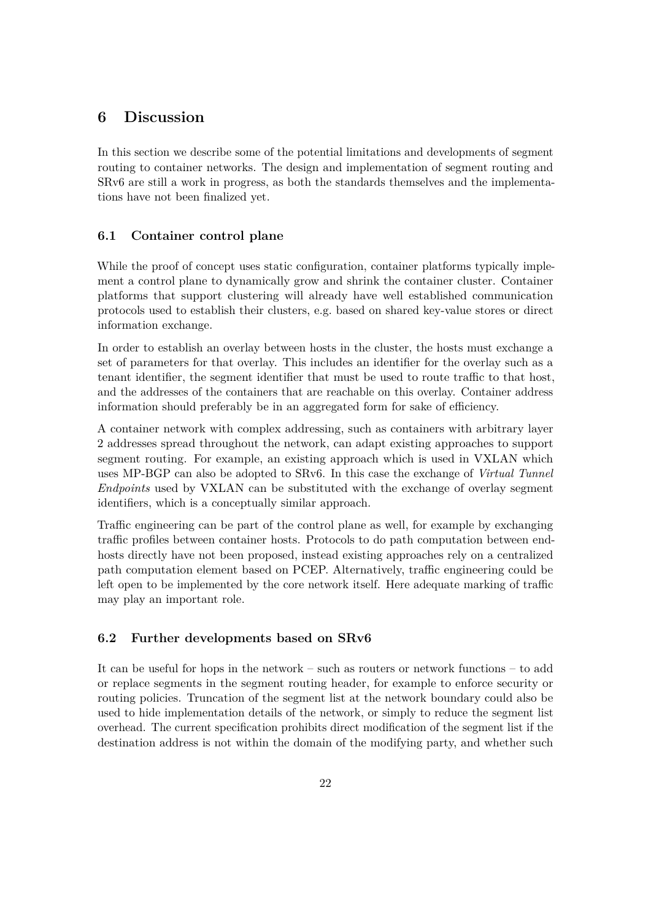## 6 Discussion

In this section we describe some of the potential limitations and developments of segment routing to container networks. The design and implementation of segment routing and SRv6 are still a work in progress, as both the standards themselves and the implementations have not been finalized yet.

### 6.1 Container control plane

While the proof of concept uses static configuration, container platforms typically implement a control plane to dynamically grow and shrink the container cluster. Container platforms that support clustering will already have well established communication protocols used to establish their clusters, e.g. based on shared key-value stores or direct information exchange.

In order to establish an overlay between hosts in the cluster, the hosts must exchange a set of parameters for that overlay. This includes an identifier for the overlay such as a tenant identifier, the segment identifier that must be used to route traffic to that host, and the addresses of the containers that are reachable on this overlay. Container address information should preferably be in an aggregated form for sake of efficiency.

A container network with complex addressing, such as containers with arbitrary layer 2 addresses spread throughout the network, can adapt existing approaches to support segment routing. For example, an existing approach which is used in VXLAN which uses MP-BGP can also be adopted to SRv6. In this case the exchange of *Virtual Tunnel Endpoints* used by VXLAN can be substituted with the exchange of overlay segment identifiers, which is a conceptually similar approach.

Traffic engineering can be part of the control plane as well, for example by exchanging traffic profiles between container hosts. Protocols to do path computation between end-hosts directly have not been proposed, instead existing approaches rely on a centralized path computation element based on PCEP. Alternatively, traffic engineering could be left open to be implemented by the core network itself. Here adequate marking of traffic may play an important role.

### 6.2 Further developments based on SRv6

It can be useful for hops in the network – such as routers or network functions – to add or replace segments in the segment routing header, for example to enforce security or routing policies. Truncation of the segment list at the network boundary could also be used to hide implementation details of the network, or simply to reduce the segment list overhead. The current specification prohibits direct modification of the segment list if the destination address is not within the domain of the modifying party, and whether such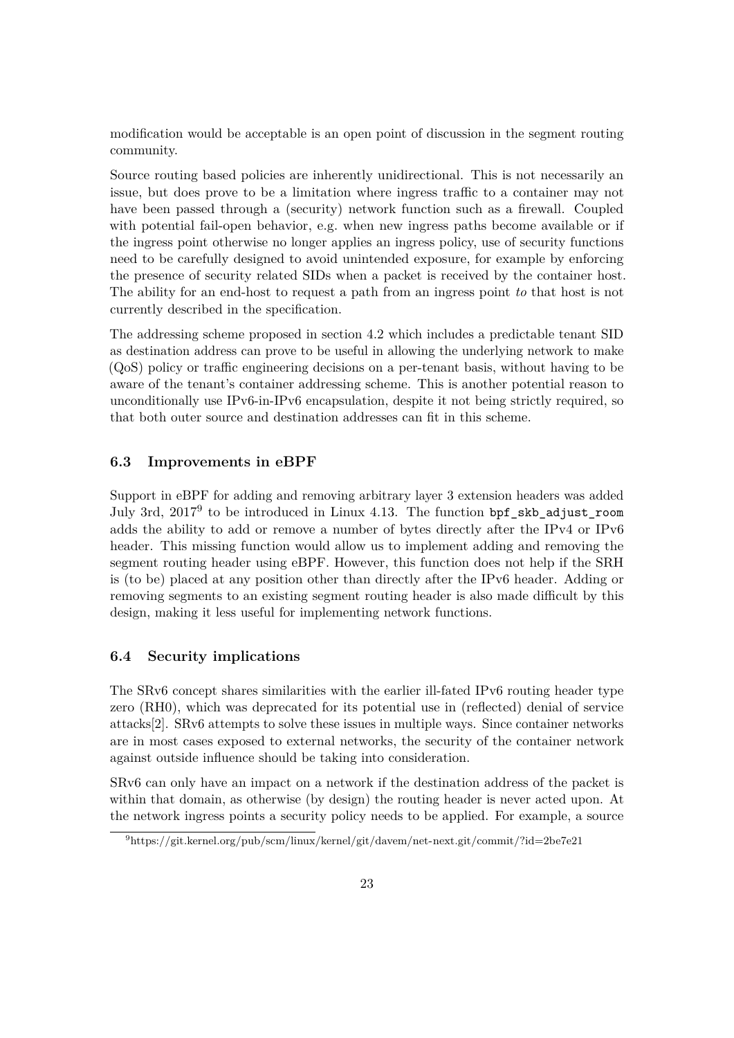modification would be acceptable is an open point of discussion in the segment routing community.

Source routing based policies are inherently unidirectional. This is not necessarily an issue, but does prove to be a limitation where ingress traffic to a container may not have been passed through a (security) network function such as a firewall. Coupled with potential fail-open behavior, e.g. when new ingress paths become available or if the ingress point otherwise no longer applies an ingress policy, use of security functions need to be carefully designed to avoid unintended exposure, for example by enforcing the presence of security related SIDs when a packet is received by the container host. The ability for an end-host to request a path from an ingress point *to* that host is not currently described in the specification.

The addressing scheme proposed in section 4.2 which includes a predictable tenant SID as destination address can prove to be useful in allowing the underlying network to make (QoS) policy or traffic engineering decisions on a per-tenant basis, without having to be aware of the tenant's container addressing scheme. This is another potential reason to unconditionally use IPv6-in-IPv6 encapsulation, despite it not being strictly required, so that both outer source and destination addresses can fit in this scheme.

### 6.3 Improvements in eBPF

Support in eBPF for adding and removing arbitrary layer 3 extension headers was added July 3rd, 2017[9] to be introduced in Linux 4.13. The function `bpf_skb_adjust_room` adds the ability to add or remove a number of bytes directly after the IPv4 or IPv6 header. This missing function would allow us to implement adding and removing the segment routing header using eBPF. However, this function does not help if the SRH is (to be) placed at any position other than directly after the IPv6 header. Adding or removing segments to an existing segment routing header is also made difficult by this design, making it less useful for implementing network functions.

### 6.4 Security implications

The SRv6 concept shares similarities with the earlier ill-fated IPv6 routing header type zero (RH0), which was deprecated for its potential use in (reflected) denial of service attacks[2]. SRv6 attempts to solve these issues in multiple ways. Since container networks are in most cases exposed to external networks, the security of the container network against outside influence should be taking into consideration.

SRv6 can only have an impact on a network if the destination address of the packet is within that domain, as otherwise (by design) the routing header is never acted upon. At the network ingress points a security policy needs to be applied. For example, a source

[9] https://git.kernel.org/pub/scm/linux/kernel/git/davem/net-next.git/commit/?id=2be7e21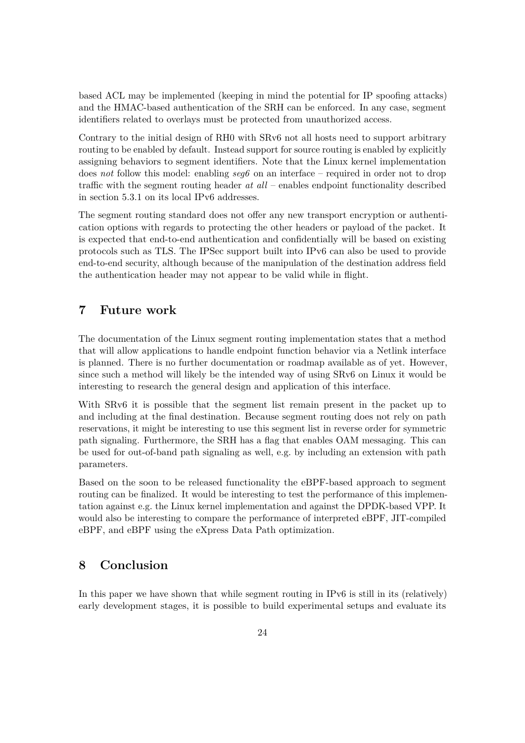based ACL may be implemented (keeping in mind the potential for IP spoofing attacks) and the HMAC-based authentication of the SRH can be enforced. In any case, segment identifiers related to overlays must be protected from unauthorized access.

Contrary to the initial design of RH0 with SRv6 not all hosts need to support arbitrary routing to be enabled by default. Instead support for source routing is enabled by explicitly assigning behaviors to segment identifiers. Note that the Linux kernel implementation does *not* follow this model: enabling *seg6* on an interface – required in order not to drop traffic with the segment routing header *at all* – enables endpoint functionality described in section 5.3.1 on its local IPv6 addresses.

The segment routing standard does not offer any new transport encryption or authentication options with regards to protecting the other headers or payload of the packet. It is expected that end-to-end authentication and confidentially will be based on existing protocols such as TLS. The IPSec support built into IPv6 can also be used to provide end-to-end security, although because of the manipulation of the destination address field the authentication header may not appear to be valid while in flight.

# 7 Future work

The documentation of the Linux segment routing implementation states that a method that will allow applications to handle endpoint function behavior via a Netlink interface is planned. There is no further documentation or roadmap available as of yet. However, since such a method will likely be the intended way of using SRv6 on Linux it would be interesting to research the general design and application of this interface.

With SRv6 it is possible that the segment list remain present in the packet up to and including at the final destination. Because segment routing does not rely on path reservations, it might be interesting to use this segment list in reverse order for symmetric path signaling. Furthermore, the SRH has a flag that enables OAM messaging. This can be used for out-of-band path signaling as well, e.g. by including an extension with path parameters.

Based on the soon to be released functionality the eBPF-based approach to segment routing can be finalized. It would be interesting to test the performance of this implementation against e.g. the Linux kernel implementation and against the DPDK-based VPP. It would also be interesting to compare the performance of interpreted eBPF, JIT-compiled eBPF, and eBPF using the eXpress Data Path optimization.

# 8 Conclusion

In this paper we have shown that while segment routing in IPv6 is still in its (relatively) early development stages, it is possible to build experimental setups and evaluate its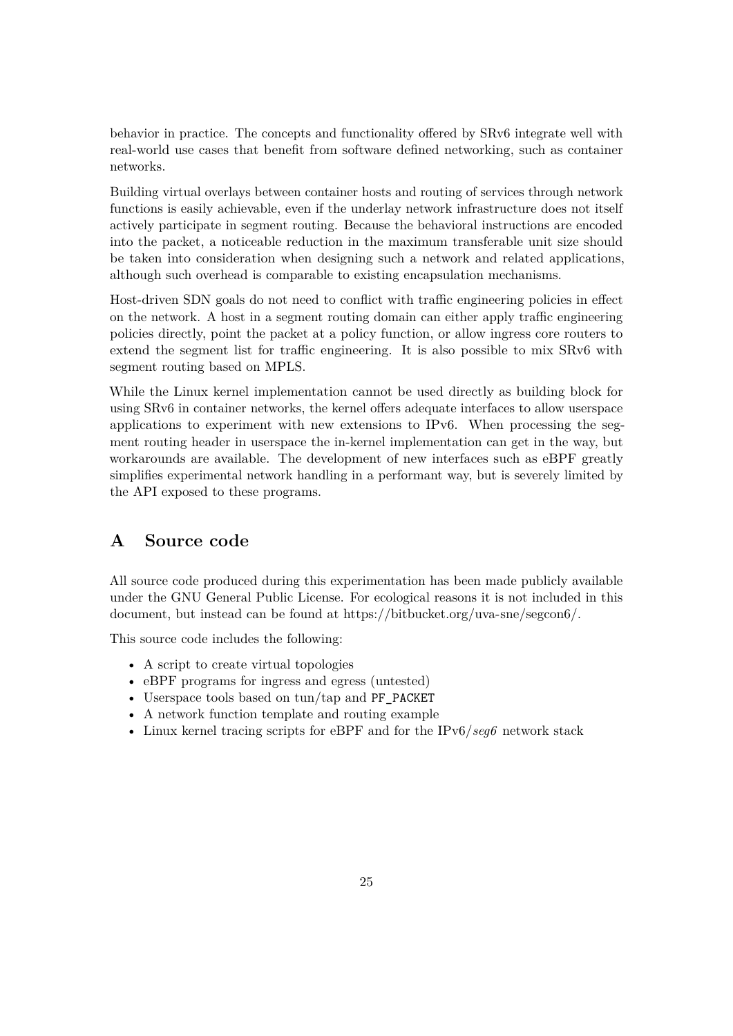behavior in practice. The concepts and functionality offered by SRv6 integrate well with real-world use cases that benefit from software defined networking, such as container networks.

Building virtual overlays between container hosts and routing of services through network functions is easily achievable, even if the underlay network infrastructure does not itself actively participate in segment routing. Because the behavioral instructions are encoded into the packet, a noticeable reduction in the maximum transferable unit size should be taken into consideration when designing such a network and related applications, although such overhead is comparable to existing encapsulation mechanisms.

Host-driven SDN goals do not need to conflict with traffic engineering policies in effect on the network. A host in a segment routing domain can either apply traffic engineering policies directly, point the packet at a policy function, or allow ingress core routers to extend the segment list for traffic engineering. It is also possible to mix SRv6 with segment routing based on MPLS.

While the Linux kernel implementation cannot be used directly as building block for using SRv6 in container networks, the kernel offers adequate interfaces to allow userspace applications to experiment with new extensions to IPv6. When processing the segment routing header in userspace the in-kernel implementation can get in the way, but workarounds are available. The development of new interfaces such as eBPF greatly simplifies experimental network handling in a performant way, but is severely limited by the API exposed to these programs.

# A Source code

All source code produced during this experimentation has been made publicly available under the GNU General Public License. For ecological reasons it is not included in this document, but instead can be found at https://bitbucket.org/uva-sne/segcon6/.

This source code includes the following:

- A script to create virtual topologies
- eBPF programs for ingress and egress (untested)
- Userspace tools based on tun/tap and `PF_PACKET`
- A network function template and routing example
- Linux kernel tracing scripts for eBPF and for the IPv6/*seg6* network stack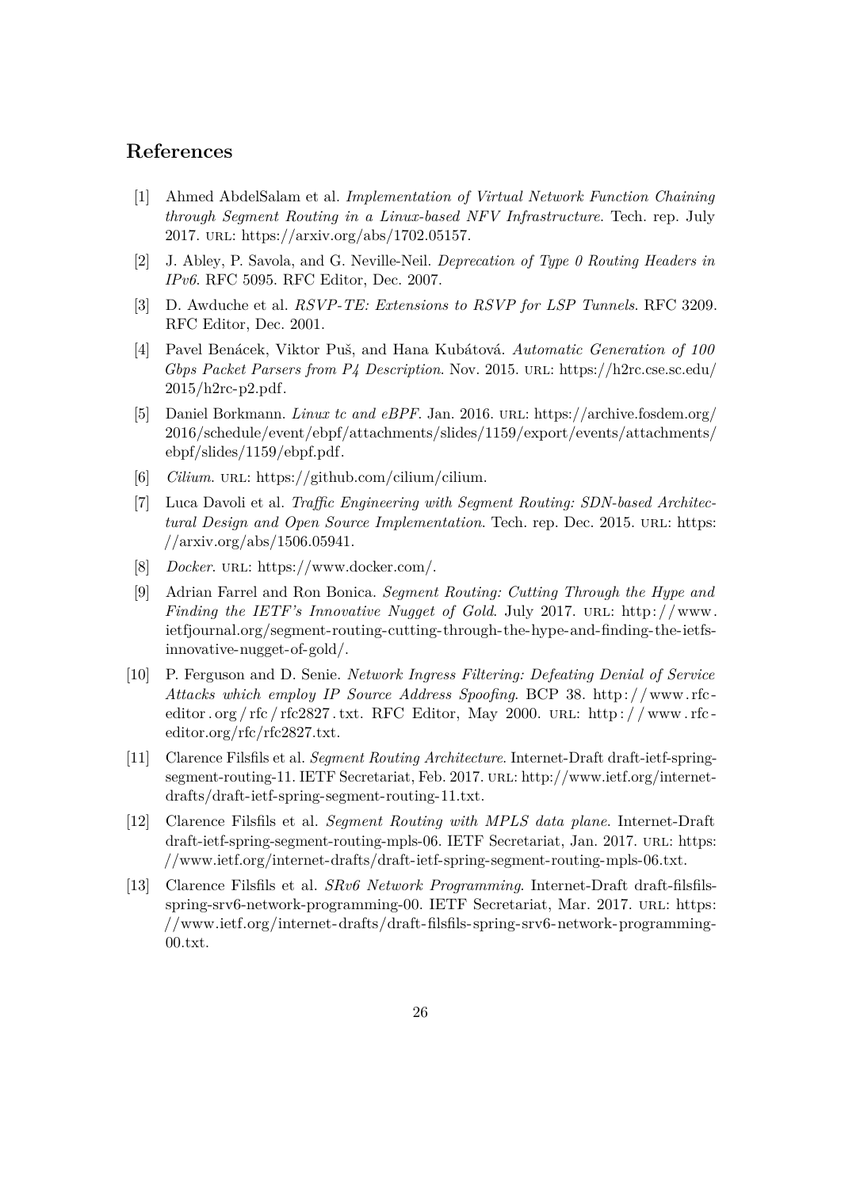## References

[1] Ahmed AbdelSalam et al. *Implementation of Virtual Network Function Chaining through Segment Routing in a Linux-based NFV Infrastructure*. Tech. rep. July 2017. URL: https://arxiv.org/abs/1702.05157.

[2] J. Abley, P. Savola, and G. Neville-Neil. *Deprecation of Type 0 Routing Headers in IPv6*. RFC 5095. RFC Editor, Dec. 2007.

[3] D. Awduche et al. *RSVP-TE: Extensions to RSVP for LSP Tunnels*. RFC 3209. RFC Editor, Dec. 2001.

[4] Pavel Benácek, Viktor Puš, and Hana Kubátová. *Automatic Generation of 100 Gbps Packet Parsers from P4 Description*. Nov. 2015. URL: https://h2rc.cse.sc.edu/2015/h2rc-p2.pdf.

[5] Daniel Borkmann. *Linux tc and eBPF*. Jan. 2016. URL: https://archive.fosdem.org/2016/schedule/event/ebpf/attachments/slides/1159/export/events/attachments/ebpf/slides/1159/ebpf.pdf.

[6] *Cilium*. URL: https://github.com/cilium/cilium.

[7] Luca Davoli et al. *Traffic Engineering with Segment Routing: SDN-based Architectural Design and Open Source Implementation*. Tech. rep. Dec. 2015. URL: https://arxiv.org/abs/1506.05941.

[8] *Docker*. URL: https://www.docker.com/.

[9] Adrian Farrel and Ron Bonica. *Segment Routing: Cutting Through the Hype and Finding the IETF's Innovative Nugget of Gold*. July 2017. URL: http://www.ietfjournal.org/segment-routing-cutting-through-the-hype-and-finding-the-ietfs-innovative-nugget-of-gold/.

[10] P. Ferguson and D. Senie. *Network Ingress Filtering: Defeating Denial of Service Attacks which employ IP Source Address Spoofing*. BCP 38. http://www.rfc-editor.org/rfc/rfc2827.txt. RFC Editor, May 2000. URL: http://www.rfc-editor.org/rfc/rfc2827.txt.

[11] Clarence Filsfils et al. *Segment Routing Architecture*. Internet-Draft draft-ietf-spring-segment-routing-11. IETF Secretariat, Feb. 2017. URL: http://www.ietf.org/internet-drafts/draft-ietf-spring-segment-routing-11.txt.

[12] Clarence Filsfils et al. *Segment Routing with MPLS data plane*. Internet-Draft draft-ietf-spring-segment-routing-mpls-06. IETF Secretariat, Jan. 2017. URL: https://www.ietf.org/internet-drafts/draft-ietf-spring-segment-routing-mpls-06.txt.

[13] Clarence Filsfils et al. *SRv6 Network Programming*. Internet-Draft draft-filsfils-spring-srv6-network-programming-00. IETF Secretariat, Mar. 2017. URL: https://www.ietf.org/internet-drafts/draft-filsfils-spring-srv6-network-programming-00.txt.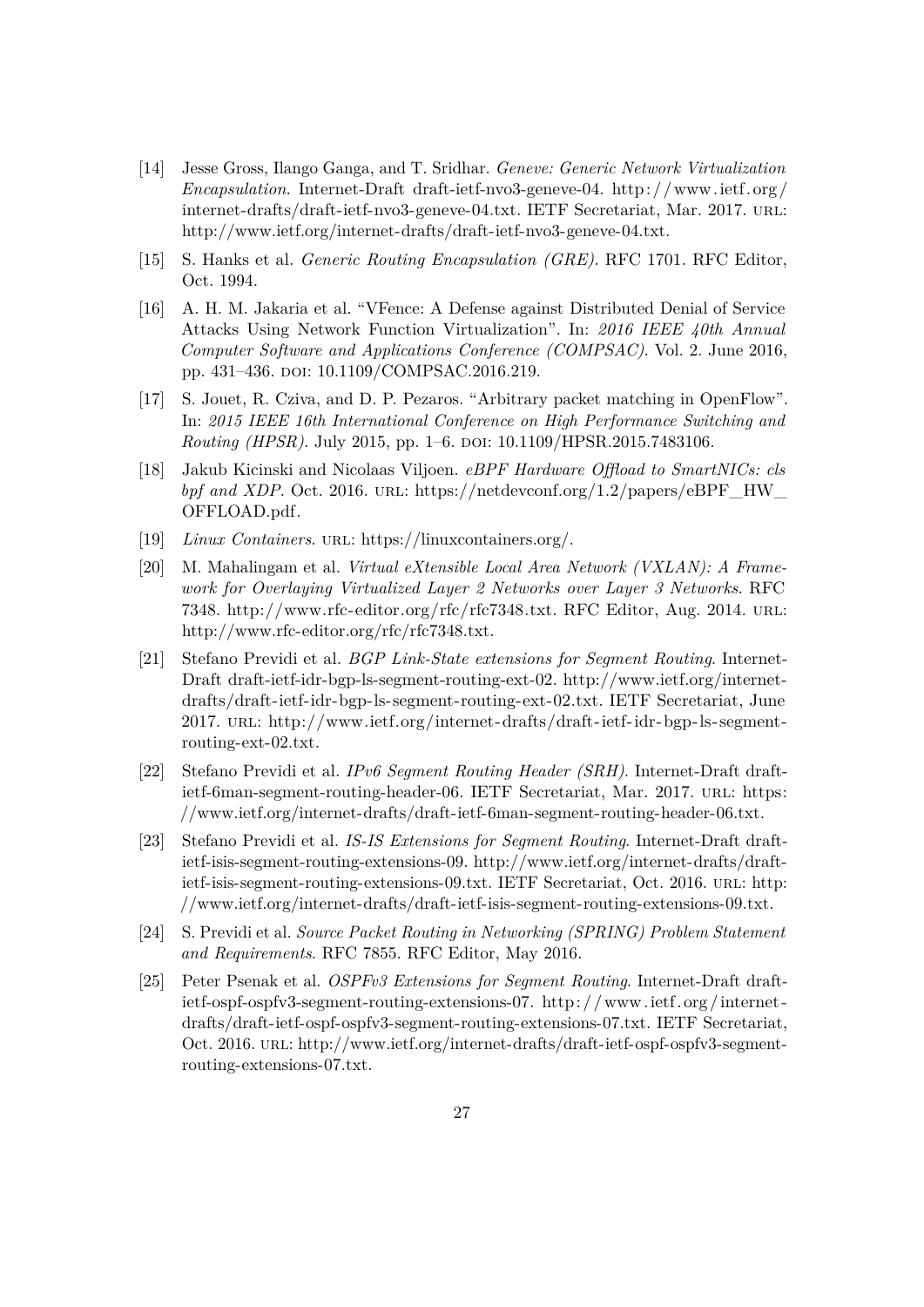[14] Jesse Gross, Ilango Ganga, and T. Sridhar. *Geneve: Generic Network Virtualization Encapsulation*. Internet-Draft draft-ietf-nvo3-geneve-04. http://www.ietf.org/internet-drafts/draft-ietf-nvo3-geneve-04.txt. IETF Secretariat, Mar. 2017. URL: http://www.ietf.org/internet-drafts/draft-ietf-nvo3-geneve-04.txt.

[15] S. Hanks et al. *Generic Routing Encapsulation (GRE)*. RFC 1701. RFC Editor, Oct. 1994.

[16] A. H. M. Jakaria et al. "VFence: A Defense against Distributed Denial of Service Attacks Using Network Function Virtualization". In: *2016 IEEE 40th Annual Computer Software and Applications Conference (COMPSAC)*. Vol. 2. June 2016, pp. 431–436. DOI: 10.1109/COMPSAC.2016.219.

[17] S. Jouet, R. Cziva, and D. P. Pezaros. "Arbitrary packet matching in OpenFlow". In: *2015 IEEE 16th International Conference on High Performance Switching and Routing (HPSR)*. July 2015, pp. 1–6. DOI: 10.1109/HPSR.2015.7483106.

[18] Jakub Kicinski and Nicolaas Viljoen. *eBPF Hardware Offload to SmartNICs: cls bpf and XDP*. Oct. 2016. URL: https://netdevconf.org/1.2/papers/eBPF_HW_OFFLOAD.pdf.

[19] *Linux Containers*. URL: https://linuxcontainers.org/.

[20] M. Mahalingam et al. *Virtual eXtensible Local Area Network (VXLAN): A Framework for Overlaying Virtualized Layer 2 Networks over Layer 3 Networks*. RFC 7348. http://www.rfc-editor.org/rfc/rfc7348.txt. RFC Editor, Aug. 2014. URL: http://www.rfc-editor.org/rfc/rfc7348.txt.

[21] Stefano Previdi et al. *BGP Link-State extensions for Segment Routing*. Internet-Draft draft-ietf-idr-bgp-ls-segment-routing-ext-02. http://www.ietf.org/internet-drafts/draft-ietf-idr-bgp-ls-segment-routing-ext-02.txt. IETF Secretariat, June 2017. URL: http://www.ietf.org/internet-drafts/draft-ietf-idr-bgp-ls-segment-routing-ext-02.txt.

[22] Stefano Previdi et al. *IPv6 Segment Routing Header (SRH)*. Internet-Draft draft-ietf-6man-segment-routing-header-06. IETF Secretariat, Mar. 2017. URL: https://www.ietf.org/internet-drafts/draft-ietf-6man-segment-routing-header-06.txt.

[23] Stefano Previdi et al. *IS-IS Extensions for Segment Routing*. Internet-Draft draft-ietf-isis-segment-routing-extensions-09. http://www.ietf.org/internet-drafts/draft-ietf-isis-segment-routing-extensions-09.txt. IETF Secretariat, Oct. 2016. URL: http://www.ietf.org/internet-drafts/draft-ietf-isis-segment-routing-extensions-09.txt.

[24] S. Previdi et al. *Source Packet Routing in Networking (SPRING) Problem Statement and Requirements*. RFC 7855. RFC Editor, May 2016.

[25] Peter Psenak et al. *OSPFv3 Extensions for Segment Routing*. Internet-Draft draft-ietf-ospf-ospfv3-segment-routing-extensions-07. http://www.ietf.org/internet-drafts/draft-ietf-ospf-ospfv3-segment-routing-extensions-07.txt. IETF Secretariat, Oct. 2016. URL: http://www.ietf.org/internet-drafts/draft-ietf-ospf-ospfv3-segment-routing-extensions-07.txt.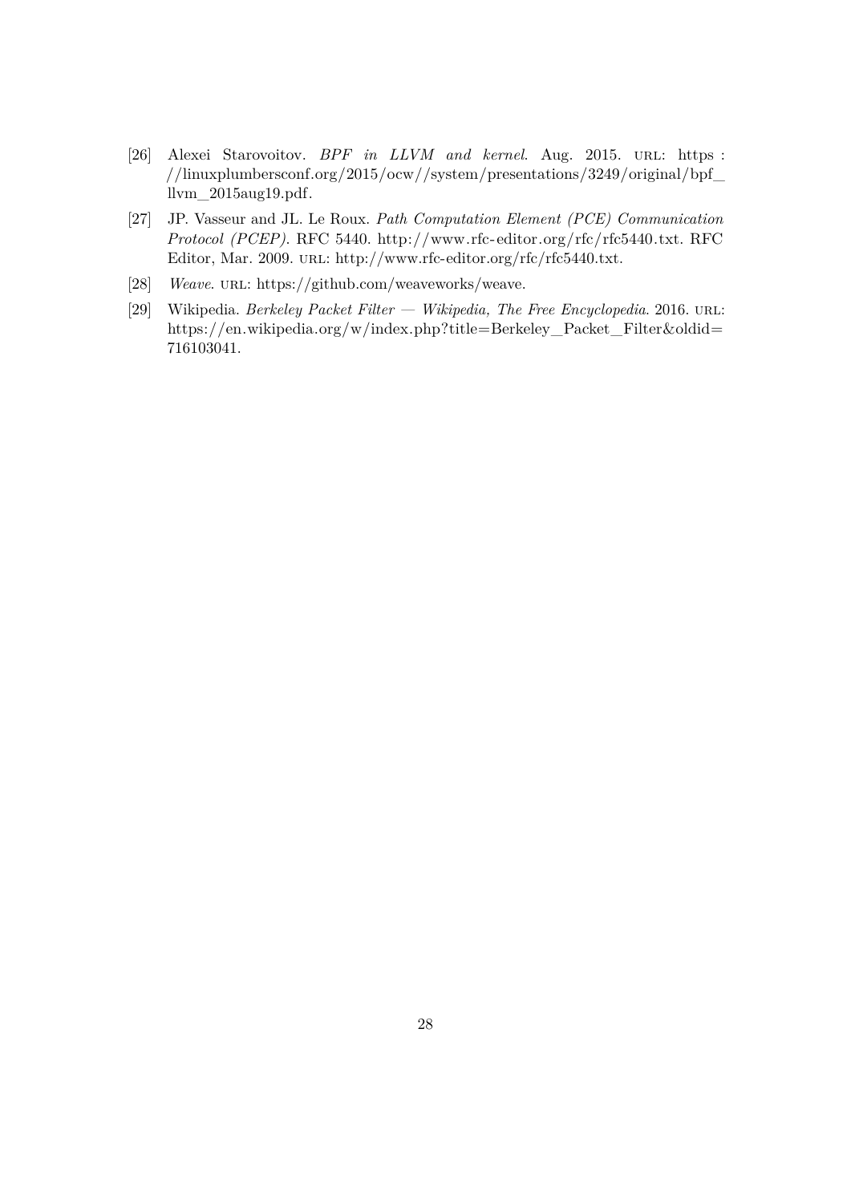[26] Alexei Starovoitov. *BPF in LLVM and kernel*. Aug. 2015. URL: https://linuxplumbersconf.org/2015/ocw//system/presentations/3249/original/bpf_llvm_2015aug19.pdf.

[27] JP. Vasseur and JL. Le Roux. *Path Computation Element (PCE) Communication Protocol (PCEP)*. RFC 5440. http://www.rfc-editor.org/rfc/rfc5440.txt. RFC Editor, Mar. 2009. URL: http://www.rfc-editor.org/rfc/rfc5440.txt.

[28] *Weave*. URL: https://github.com/weaveworks/weave.

[29] Wikipedia. *Berkeley Packet Filter — Wikipedia, The Free Encyclopedia*. 2016. URL: https://en.wikipedia.org/w/index.php?title=Berkeley_Packet_Filter&oldid=716103041.